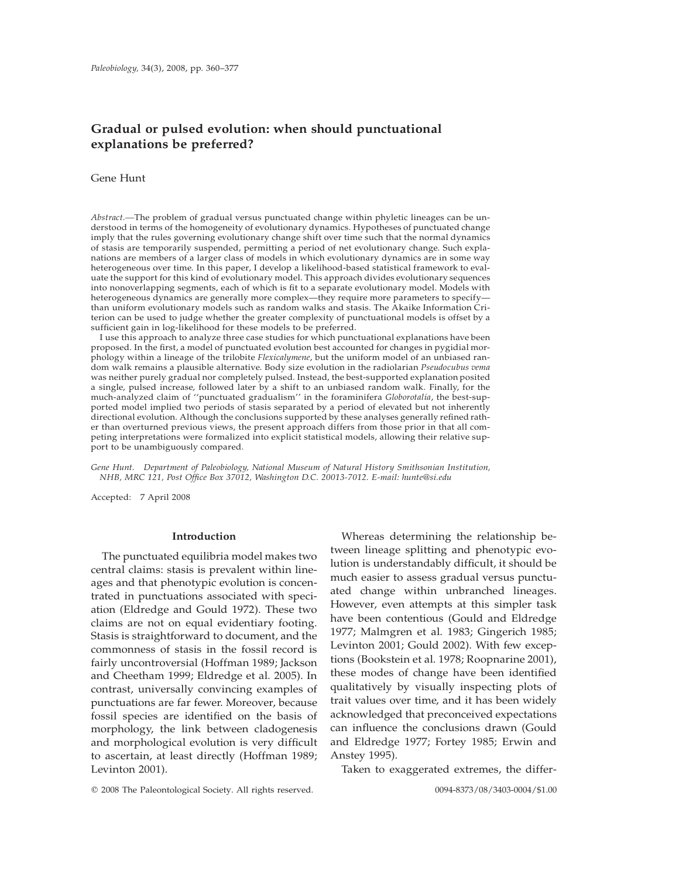# Gradual or pulsed evolution: when should punctuational explanations be preferred?

Gene Hunt

*Abstract.*—The problem of gradual versus punctuated change within phyletic lineages can be understood in terms of the homogeneity of evolutionary dynamics. Hypotheses of punctuated change imply that the rules governing evolutionary change shift over time such that the normal dynamics of stasis are temporarily suspended, permitting a period of net evolutionary change. Such explanations are members of a larger class of models in which evolutionary dynamics are in some way heterogeneous over time. In this paper, I develop a likelihood-based statistical framework to evaluate the support for this kind of evolutionary model. This approach divides evolutionary sequences into nonoverlapping segments, each of which is fit to a separate evolutionary model. Models with heterogeneous dynamics are generally more complex—they require more parameters to specify—than uniform evolutionary models such as random walks and stasis. The Akaike Information Criterion can be used to judge whether the greater complexity of punctuational models is offset by a sufficient gain in log-likelihood for these models to be preferred.

I use this approach to analyze three case studies for which punctuational explanations have been proposed. In the first, a model of punctuated evolution best accounted for changes in pygidial morphology within a lineage of the trilobite *Flexicalymene*, but the uniform model of an unbiased random walk remains a plausible alternative. Body size evolution in the radiolarian *Pseudocubus vema* was neither purely gradual nor completely pulsed. Instead, the best-supported explanation posited a single, pulsed increase, followed later by a shift to an unbiased random walk. Finally, for the much-analyzed claim of ''punctuated gradualism'' in the foraminifera *Globorotalia*, the best-supported model implied two periods of stasis separated by a period of elevated but not inherently directional evolution. Although the conclusions supported by these analyses generally refined rather than overturned previous views, the present approach differs from those prior in that all competing interpretations were formalized into explicit statistical models, allowing their relative support to be unambiguously compared.

*Gene Hunt. Department of Paleobiology, National Museum of Natural History Smithsonian Institution, NHB, MRC 121, Post Office Box 37012, Washington D.C. 20013-7012. E-mail: hunte@si.edu*

Accepted: 7 April 2008

## Introduction

The punctuated equilibria model makes two central claims: stasis is prevalent within lineages and that phenotypic evolution is concentrated in punctuations associated with speciation (Eldredge and Gould 1972). These two claims are not on equal evidentiary footing. Stasis is straightforward to document, and the commonness of stasis in the fossil record is fairly uncontroversial (Hoffman 1989; Jackson and Cheetham 1999; Eldredge et al. 2005). In contrast, universally convincing examples of punctuations are far fewer. Moreover, because fossil species are identified on the basis of morphology, the link between cladogenesis and morphological evolution is very difficult to ascertain, at least directly (Hoffman 1989; Levinton 2001).

Whereas determining the relationship between lineage splitting and phenotypic evolution is understandably difficult, it should be much easier to assess gradual versus punctuated change within unbranched lineages. However, even attempts at this simpler task have been contentious (Gould and Eldredge 1977; Malmgren et al. 1983; Gingerich 1985; Levinton 2001; Gould 2002). With few exceptions (Bookstein et al. 1978; Roopnarine 2001), these modes of change have been identified qualitatively by visually inspecting plots of trait values over time, and it has been widely acknowledged that preconceived expectations can influence the conclusions drawn (Gould and Eldredge 1977; Fortey 1985; Erwin and Anstey 1995).

Taken to exaggerated extremes, the differ-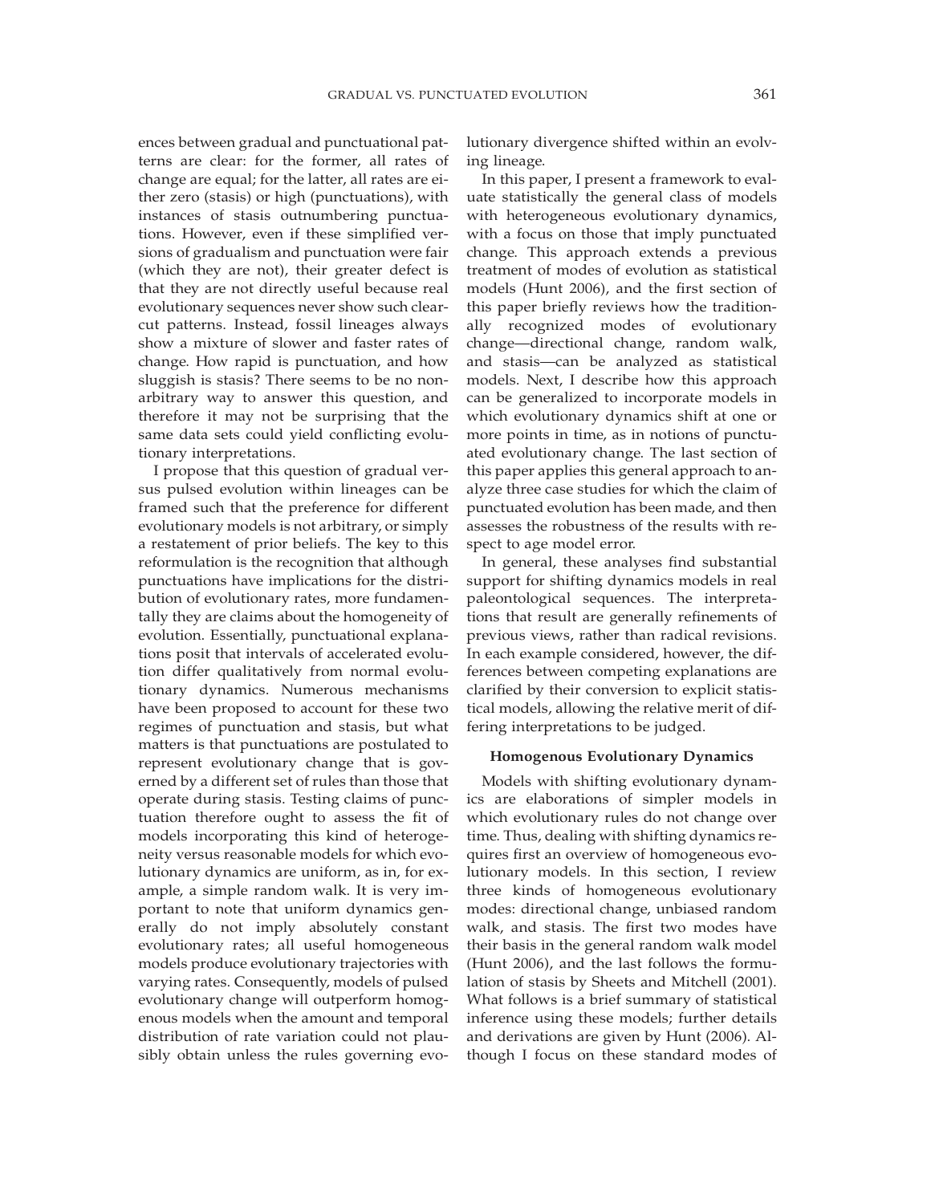ences between gradual and punctuational patterns are clear: for the former, all rates of change are equal; for the latter, all rates are either zero (stasis) or high (punctuations), with instances of stasis outnumbering punctuations. However, even if these simplified versions of gradualism and punctuation were fair (which they are not), their greater defect is that they are not directly useful because real evolutionary sequences never show such clear-cut patterns. Instead, fossil lineages always show a mixture of slower and faster rates of change. How rapid is punctuation, and how sluggish is stasis? There seems to be no nonarbitrary way to answer this question, and therefore it may not be surprising that the same data sets could yield conflicting evolutionary interpretations.

I propose that this question of gradual versus pulsed evolution within lineages can be framed such that the preference for different evolutionary models is not arbitrary, or simply a restatement of prior beliefs. The key to this reformulation is the recognition that although punctuations have implications for the distribution of evolutionary rates, more fundamentally they are claims about the homogeneity of evolution. Essentially, punctuational explanations posit that intervals of accelerated evolution differ qualitatively from normal evolutionary dynamics. Numerous mechanisms have been proposed to account for these two regimes of punctuation and stasis, but what matters is that punctuations are postulated to represent evolutionary change that is governed by a different set of rules than those that operate during stasis. Testing claims of punctuation therefore ought to assess the fit of models incorporating this kind of heterogeneity versus reasonable models for which evolutionary dynamics are uniform, as in, for example, a simple random walk. It is very important to note that uniform dynamics generally do not imply absolutely constant evolutionary rates; all useful homogeneous models produce evolutionary trajectories with varying rates. Consequently, models of pulsed evolutionary change will outperform homogenous models when the amount and temporal distribution of rate variation could not plausibly obtain unless the rules governing evolutionary divergence shifted within an evolving lineage.

In this paper, I present a framework to evaluate statistically the general class of models with heterogeneous evolutionary dynamics, with a focus on those that imply punctuated change. This approach extends a previous treatment of modes of evolution as statistical models (Hunt 2006), and the first section of this paper briefly reviews how the traditionally recognized modes of evolutionary change—directional change, random walk, and stasis—can be analyzed as statistical models. Next, I describe how this approach can be generalized to incorporate models in which evolutionary dynamics shift at one or more points in time, as in notions of punctuated evolutionary change. The last section of this paper applies this general approach to analyze three case studies for which the claim of punctuated evolution has been made, and then assesses the robustness of the results with respect to age model error.

In general, these analyses find substantial support for shifting dynamics models in real paleontological sequences. The interpretations that result are generally refinements of previous views, rather than radical revisions. In each example considered, however, the differences between competing explanations are clarified by their conversion to explicit statistical models, allowing the relative merit of differing interpretations to be judged.

## Homogenous Evolutionary Dynamics

Models with shifting evolutionary dynamics are elaborations of simpler models in which evolutionary rules do not change over time. Thus, dealing with shifting dynamics requires first an overview of homogeneous evolutionary models. In this section, I review three kinds of homogeneous evolutionary modes: directional change, unbiased random walk, and stasis. The first two modes have their basis in the general random walk model (Hunt 2006), and the last follows the formulation of stasis by Sheets and Mitchell (2001). What follows is a brief summary of statistical inference using these models; further details and derivations are given by Hunt (2006). Although I focus on these standard modes of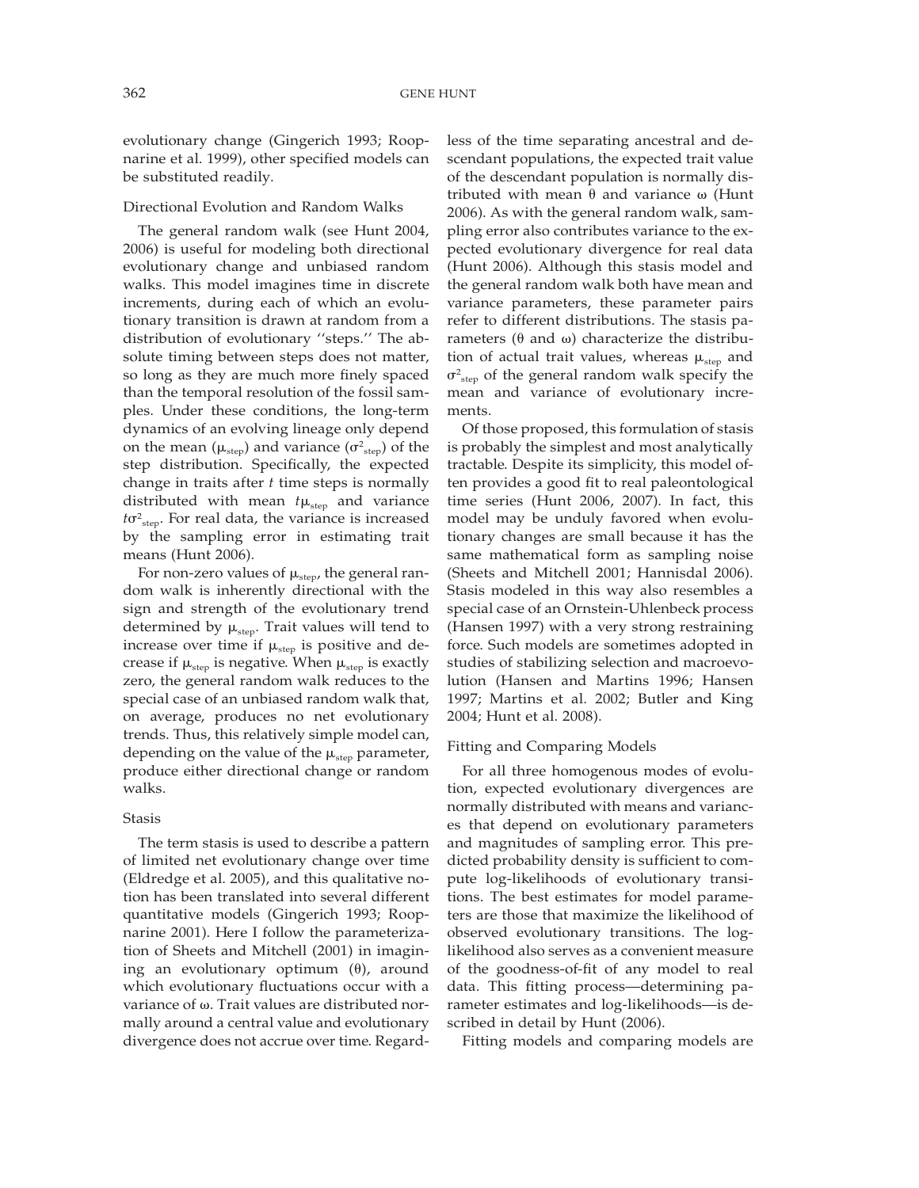evolutionary change (Gingerich 1993; Roopnarine et al. 1999), other specified models can be substituted readily.

### Directional Evolution and Random Walks

The general random walk (see Hunt 2004, 2006) is useful for modeling both directional evolutionary change and unbiased random walks. This model imagines time in discrete increments, during each of which an evolutionary transition is drawn at random from a distribution of evolutionary ''steps.'' The absolute timing between steps does not matter, so long as they are much more finely spaced than the temporal resolution of the fossil samples. Under these conditions, the long-term dynamics of an evolving lineage only depend on the mean ($\mu_{step}$) and variance ($\sigma^2_{step}$) of the step distribution. Specifically, the expected change in traits after $t$ time steps is normally distributed with mean $t\mu_{step}$ and variance $t\sigma^2_{step}$. For real data, the variance is increased by the sampling error in estimating trait means (Hunt 2006).

For non-zero values of $\mu_{step}$, the general random walk is inherently directional with the sign and strength of the evolutionary trend determined by $\mu_{step}$. Trait values will tend to increase over time if $\mu_{step}$ is positive and decrease if $\mu_{step}$ is negative. When $\mu_{step}$ is exactly zero, the general random walk reduces to the special case of an unbiased random walk that, on average, produces no net evolutionary trends. Thus, this relatively simple model can, depending on the value of the $\mu_{step}$ parameter, produce either directional change or random walks.

### Stasis

The term stasis is used to describe a pattern of limited net evolutionary change over time (Eldredge et al. 2005), and this qualitative notion has been translated into several different quantitative models (Gingerich 1993; Roopnarine 2001). Here I follow the parameterization of Sheets and Mitchell (2001) in imagining an evolutionary optimum ($\theta$), around which evolutionary fluctuations occur with a variance of $\omega$. Trait values are distributed normally around a central value and evolutionary divergence does not accrue over time. Regardless of the time separating ancestral and descendant populations, the expected trait value of the descendant population is normally distributed with mean $\theta$ and variance $\omega$ (Hunt 2006). As with the general random walk, sampling error also contributes variance to the expected evolutionary divergence for real data (Hunt 2006). Although this stasis model and the general random walk both have mean and variance parameters, these parameter pairs refer to different distributions. The stasis parameters ($\theta$ and $\omega$) characterize the distribution of actual trait values, whereas $\mu_{step}$ and $\sigma^2_{step}$ of the general random walk specify the mean and variance of evolutionary increments.

Of those proposed, this formulation of stasis is probably the simplest and most analytically tractable. Despite its simplicity, this model often provides a good fit to real paleontological time series (Hunt 2006, 2007). In fact, this model may be unduly favored when evolutionary changes are small because it has the same mathematical form as sampling noise (Sheets and Mitchell 2001; Hannisdal 2006). Stasis modeled in this way also resembles a special case of an Ornstein-Uhlenbeck process (Hansen 1997) with a very strong restraining force. Such models are sometimes adopted in studies of stabilizing selection and macroevolution (Hansen and Martins 1996; Hansen 1997; Martins et al. 2002; Butler and King 2004; Hunt et al. 2008).

### Fitting and Comparing Models

For all three homogenous modes of evolution, expected evolutionary divergences are normally distributed with means and variances that depend on evolutionary parameters and magnitudes of sampling error. This predicted probability density is sufficient to compute log-likelihoods of evolutionary transitions. The best estimates for model parameters are those that maximize the likelihood of observed evolutionary transitions. The log-likelihood also serves as a convenient measure of the goodness-of-fit of any model to real data. This fitting process—determining parameter estimates and log-likelihoods—is described in detail by Hunt (2006).

Fitting models and comparing models are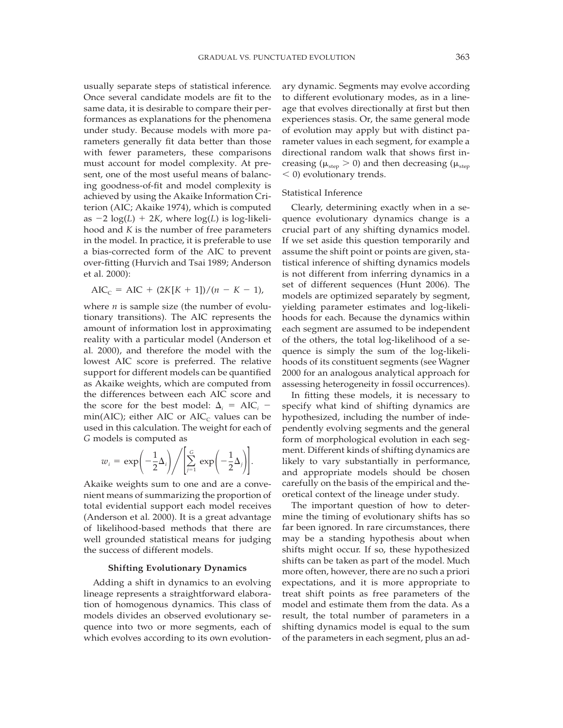usually separate steps of statistical inference. Once several candidate models are fit to the same data, it is desirable to compare their performances as explanations for the phenomena under study. Because models with more parameters generally fit data better than those with fewer parameters, these comparisons must account for model complexity. At present, one of the most useful means of balancing goodness-of-fit and model complexity is achieved by using the Akaike Information Criterion (AIC; Akaike 1974), which is computed as $-2 \log(L) + 2K$, where $\log(L)$ is log-likelihood and $K$ is the number of free parameters in the model. In practice, it is preferable to use a bias-corrected form of the AIC to prevent over-fitting (Hurvich and Tsai 1989; Anderson et al. 2000):

$$\mathrm{AIC_C} = \mathrm{AIC} + (2K[K + 1])/(n - K - 1),$$

where $n$ is sample size (the number of evolutionary transitions). The AIC represents the amount of information lost in approximating reality with a particular model (Anderson et al. 2000), and therefore the model with the lowest AIC score is preferred. The relative support for different models can be quantified as Akaike weights, which are computed from the differences between each AIC score and the score for the best model: $\Delta_i = \mathrm{AIC}_i - \min(\mathrm{AIC})$; either AIC or $\mathrm{AIC_C}$ values can be used in this calculation. The weight for each of $G$ models is computed as

$$w_i = \exp\left(-\frac{1}{2}\Delta_i\right) \bigg/ \left[\sum_{j=1}^{G} \exp\left(-\frac{1}{2}\Delta_j\right)\right].$$

Akaike weights sum to one and are a convenient means of summarizing the proportion of total evidential support each model receives (Anderson et al. 2000). It is a great advantage of likelihood-based methods that there are well grounded statistical means for judging the success of different models.

## Shifting Evolutionary Dynamics

Adding a shift in dynamics to an evolving lineage represents a straightforward elaboration of homogenous dynamics. This class of models divides an observed evolutionary sequence into two or more segments, each of which evolves according to its own evolutionary dynamic. Segments may evolve according to different evolutionary modes, as in a lineage that evolves directionally at first but then experiences stasis. Or, the same general mode of evolution may apply but with distinct parameter values in each segment, for example a directional random walk that shows first increasing ($\mu_{\text{step}} > 0$) and then decreasing ($\mu_{\text{step}} < 0$) evolutionary trends.

### Statistical Inference

Clearly, determining exactly when in a sequence evolutionary dynamics change is a crucial part of any shifting dynamics model. If we set aside this question temporarily and assume the shift point or points are given, statistical inference of shifting dynamics models is not different from inferring dynamics in a set of different sequences (Hunt 2006). The models are optimized separately by segment, yielding parameter estimates and log-likelihoods for each. Because the dynamics within each segment are assumed to be independent of the others, the total log-likelihood of a sequence is simply the sum of the log-likelihoods of its constituent segments (see Wagner 2000 for an analogous analytical approach for assessing heterogeneity in fossil occurrences).

In fitting these models, it is necessary to specify what kind of shifting dynamics are hypothesized, including the number of independently evolving segments and the general form of morphological evolution in each segment. Different kinds of shifting dynamics are likely to vary substantially in performance, and appropriate models should be chosen carefully on the basis of the empirical and theoretical context of the lineage under study.

The important question of how to determine the timing of evolutionary shifts has so far been ignored. In rare circumstances, there may be a standing hypothesis about when shifts might occur. If so, these hypothesized shifts can be taken as part of the model. Much more often, however, there are no such a priori expectations, and it is more appropriate to treat shift points as free parameters of the model and estimate them from the data. As a result, the total number of parameters in a shifting dynamics model is equal to the sum of the parameters in each segment, plus an ad-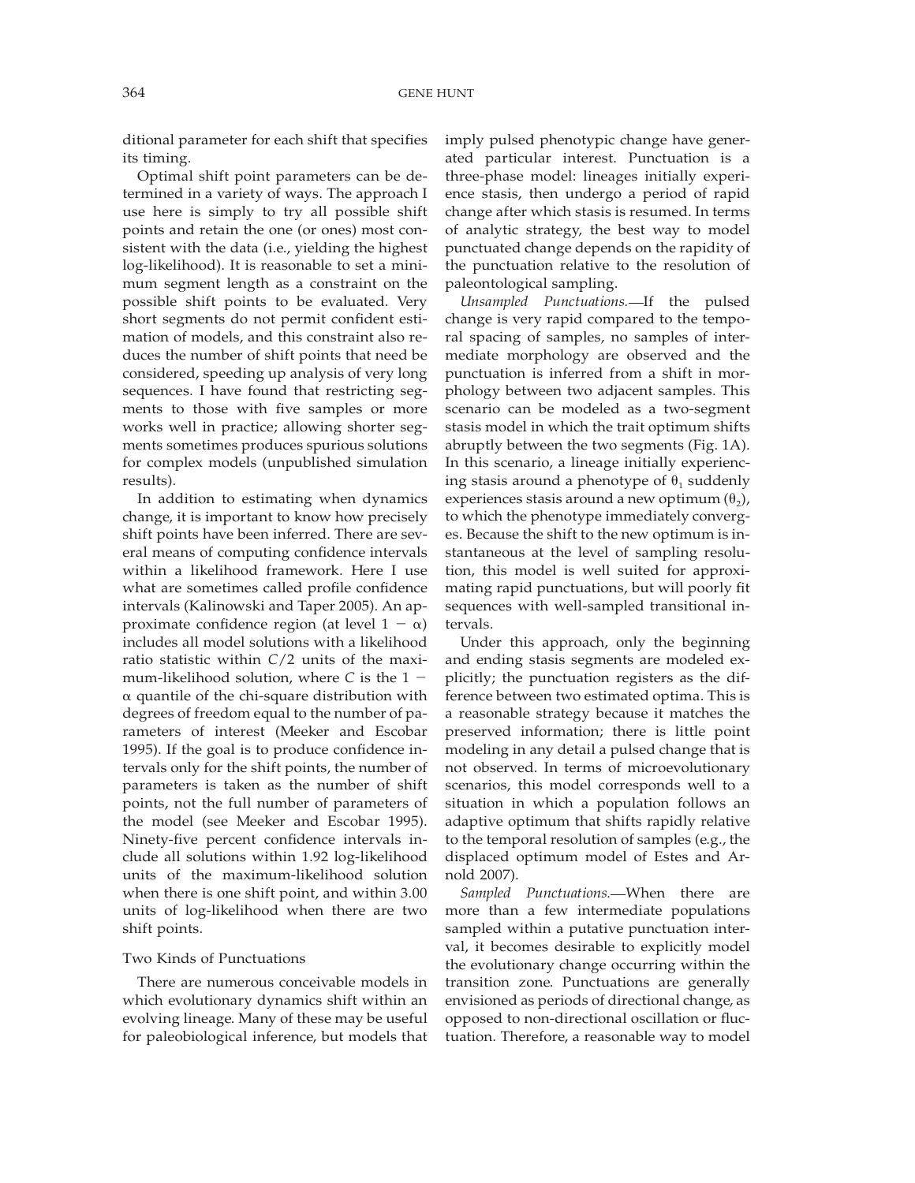ditional parameter for each shift that specifies its timing.

Optimal shift point parameters can be determined in a variety of ways. The approach I use here is simply to try all possible shift points and retain the one (or ones) most consistent with the data (i.e., yielding the highest log-likelihood). It is reasonable to set a minimum segment length as a constraint on the possible shift points to be evaluated. Very short segments do not permit confident estimation of models, and this constraint also reduces the number of shift points that need be considered, speeding up analysis of very long sequences. I have found that restricting segments to those with five samples or more works well in practice; allowing shorter segments sometimes produces spurious solutions for complex models (unpublished simulation results).

In addition to estimating when dynamics change, it is important to know how precisely shift points have been inferred. There are several means of computing confidence intervals within a likelihood framework. Here I use what are sometimes called profile confidence intervals (Kalinowski and Taper 2005). An approximate confidence region (at level $1 - \alpha$) includes all model solutions with a likelihood ratio statistic within $C/2$ units of the maximum-likelihood solution, where $C$ is the $1 - \alpha$ quantile of the chi-square distribution with degrees of freedom equal to the number of parameters of interest (Meeker and Escobar 1995). If the goal is to produce confidence intervals only for the shift points, the number of parameters is taken as the number of shift points, not the full number of parameters of the model (see Meeker and Escobar 1995). Ninety-five percent confidence intervals include all solutions within 1.92 log-likelihood units of the maximum-likelihood solution when there is one shift point, and within 3.00 units of log-likelihood when there are two shift points.

### Two Kinds of Punctuations

There are numerous conceivable models in which evolutionary dynamics shift within an evolving lineage. Many of these may be useful for paleobiological inference, but models that imply pulsed phenotypic change have generated particular interest. Punctuation is a three-phase model: lineages initially experience stasis, then undergo a period of rapid change after which stasis is resumed. In terms of analytic strategy, the best way to model punctuated change depends on the rapidity of the punctuation relative to the resolution of paleontological sampling.

*Unsampled Punctuations.*—If the pulsed change is very rapid compared to the temporal spacing of samples, no samples of intermediate morphology are observed and the punctuation is inferred from a shift in morphology between two adjacent samples. This scenario can be modeled as a two-segment stasis model in which the trait optimum shifts abruptly between the two segments (Fig. 1A). In this scenario, a lineage initially experiencing stasis around a phenotype of $\theta_1$ suddenly experiences stasis around a new optimum ($\theta_2$), to which the phenotype immediately converges. Because the shift to the new optimum is instantaneous at the level of sampling resolution, this model is well suited for approximating rapid punctuations, but will poorly fit sequences with well-sampled transitional intervals.

Under this approach, only the beginning and ending stasis segments are modeled explicitly; the punctuation registers as the difference between two estimated optima. This is a reasonable strategy because it matches the preserved information; there is little point modeling in any detail a pulsed change that is not observed. In terms of microevolutionary scenarios, this model corresponds well to a situation in which a population follows an adaptive optimum that shifts rapidly relative to the temporal resolution of samples (e.g., the displaced optimum model of Estes and Arnold 2007).

*Sampled Punctuations.*—When there are more than a few intermediate populations sampled within a putative punctuation interval, it becomes desirable to explicitly model the evolutionary change occurring within the transition zone. Punctuations are generally envisioned as periods of directional change, as opposed to non-directional oscillation or fluctuation. Therefore, a reasonable way to model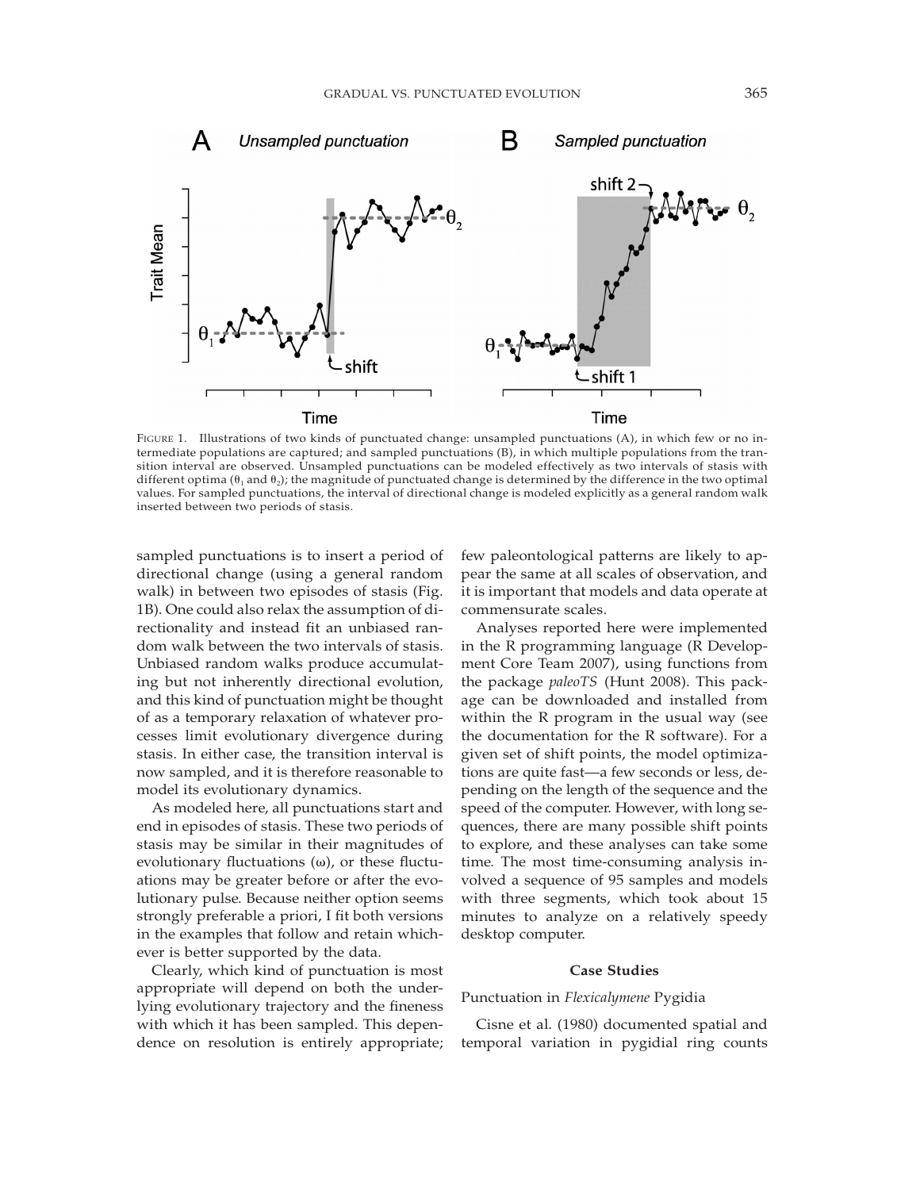A Unsampled punctuation

B Sampled punctuation

Trait Mean

$\theta_1$

$\theta_2$

shift

shift 1

shift 2

Time

Time

FIGURE 1. Illustrations of two kinds of punctuated change: unsampled punctuations (A), in which few or no intermediate populations are captured; and sampled punctuations (B), in which multiple populations from the transition interval are observed. Unsampled punctuations can be modeled effectively as two intervals of stasis with different optima ($\theta_1$ and $\theta_2$); the magnitude of punctuated change is determined by the difference in the two optimal values. For sampled punctuations, the interval of directional change is modeled explicitly as a general random walk inserted between two periods of stasis.

sampled punctuations is to insert a period of directional change (using a general random walk) in between two episodes of stasis (Fig. 1B). One could also relax the assumption of directionality and instead fit an unbiased random walk between the two intervals of stasis. Unbiased random walks produce accumulating but not inherently directional evolution, and this kind of punctuation might be thought of as a temporary relaxation of whatever processes limit evolutionary divergence during stasis. In either case, the transition interval is now sampled, and it is therefore reasonable to model its evolutionary dynamics.

As modeled here, all punctuations start and end in episodes of stasis. These two periods of stasis may be similar in their magnitudes of evolutionary fluctuations ($\omega$), or these fluctuations may be greater before or after the evolutionary pulse. Because neither option seems strongly preferable a priori, I fit both versions in the examples that follow and retain whichever is better supported by the data.

Clearly, which kind of punctuation is most appropriate will depend on both the underlying evolutionary trajectory and the fineness with which it has been sampled. This dependence on resolution is entirely appropriate; few paleontological patterns are likely to appear the same at all scales of observation, and it is important that models and data operate at commensurate scales.

Analyses reported here were implemented in the R programming language (R Development Core Team 2007), using functions from the package *paleoTS* (Hunt 2008). This package can be downloaded and installed from within the R program in the usual way (see the documentation for the R software). For a given set of shift points, the model optimizations are quite fast—a few seconds or less, depending on the length of the sequence and the speed of the computer. However, with long sequences, there are many possible shift points to explore, and these analyses can take some time. The most time-consuming analysis involved a sequence of 95 samples and models with three segments, which took about 15 minutes to analyze on a relatively speedy desktop computer.

## Case Studies

### Punctuation in *Flexicalymene* Pygidia

Cisne et al. (1980) documented spatial and temporal variation in pygidial ring counts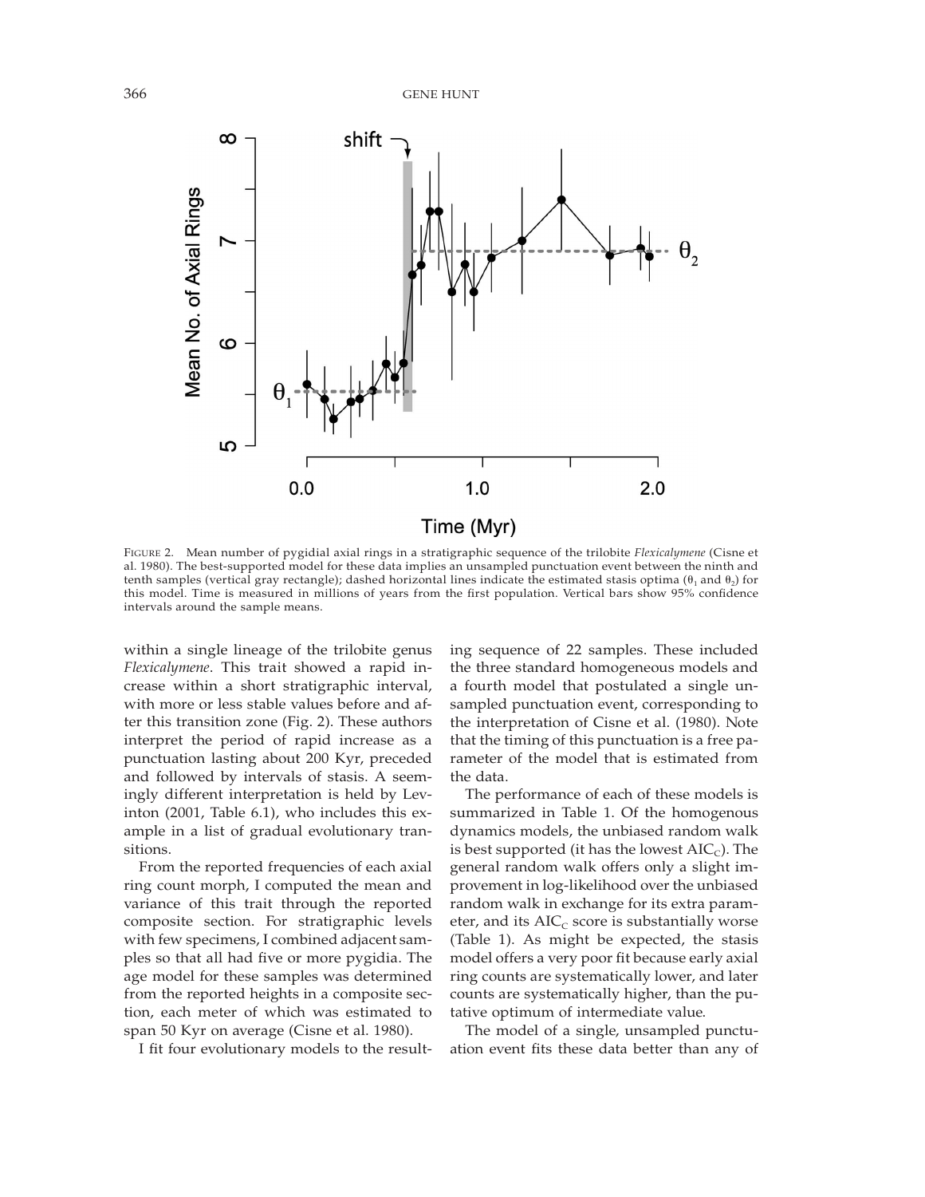FIGURE 2. Mean number of pygidial axial rings in a stratigraphic sequence of the trilobite *Flexicalymene* (Cisne et al. 1980). The best-supported model for these data implies an unsampled punctuation event between the ninth and tenth samples (vertical gray rectangle); dashed horizontal lines indicate the estimated stasis optima ($\theta_1$ and $\theta_2$) for this model. Time is measured in millions of years from the first population. Vertical bars show 95% confidence intervals around the sample means.

within a single lineage of the trilobite genus *Flexicalymene*. This trait showed a rapid increase within a short stratigraphic interval, with more or less stable values before and after this transition zone (Fig. 2). These authors interpret the period of rapid increase as a punctuation lasting about 200 Kyr, preceded and followed by intervals of stasis. A seemingly different interpretation is held by Levinton (2001, Table 6.1), who includes this example in a list of gradual evolutionary transitions.

From the reported frequencies of each axial ring count morph, I computed the mean and variance of this trait through the reported composite section. For stratigraphic levels with few specimens, I combined adjacent samples so that all had five or more pygidia. The age model for these samples was determined from the reported heights in a composite section, each meter of which was estimated to span 50 Kyr on average (Cisne et al. 1980).

I fit four evolutionary models to the resulting sequence of 22 samples. These included the three standard homogeneous models and a fourth model that postulated a single unsampled punctuation event, corresponding to the interpretation of Cisne et al. (1980). Note that the timing of this punctuation is a free parameter of the model that is estimated from the data.

The performance of each of these models is summarized in Table 1. Of the homogenous dynamics models, the unbiased random walk is best supported (it has the lowest $AIC_C$). The general random walk offers only a slight improvement in log-likelihood over the unbiased random walk in exchange for its extra parameter, and its $AIC_C$ score is substantially worse (Table 1). As might be expected, the stasis model offers a very poor fit because early axial ring counts are systematically lower, and later counts are systematically higher, than the putative optimum of intermediate value.

The model of a single, unsampled punctuation event fits these data better than any of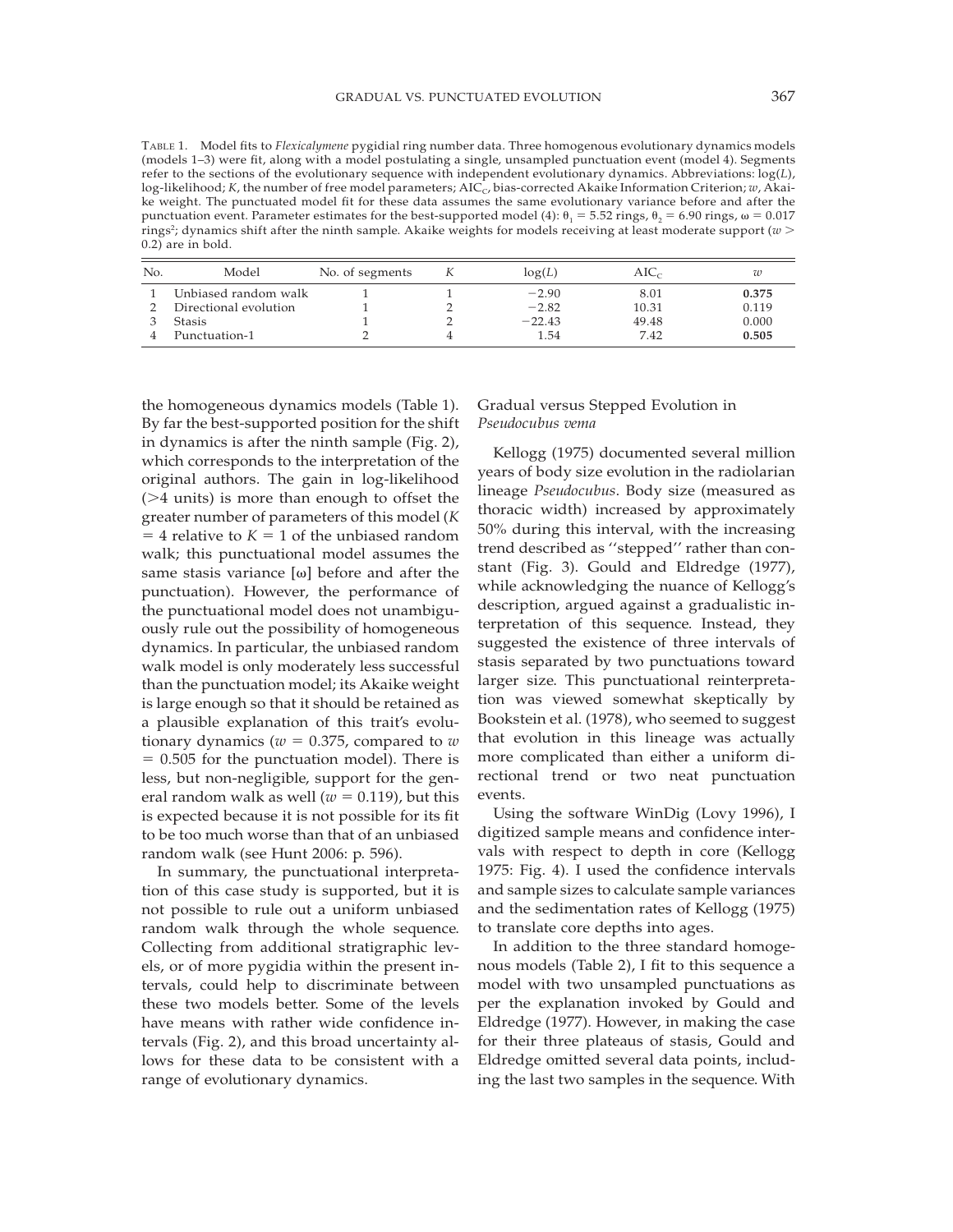TABLE 1. Model fits to *Flexicalymene* pygidial ring number data. Three homogenous evolutionary dynamics models (models 1–3) were fit, along with a model postulating a single, unsampled punctuation event (model 4). Segments refer to the sections of the evolutionary sequence with independent evolutionary dynamics. Abbreviations: log($L$), log-likelihood; $K$, the number of free model parameters; AIC$_C$, bias-corrected Akaike Information Criterion; $w$, Akaike weight. The punctuated model fit for these data assumes the same evolutionary variance before and after the punctuation event. Parameter estimates for the best-supported model (4): $\theta_1 = 5.52$ rings, $\theta_2 = 6.90$ rings, $\omega = 0.017$ rings$^2$; dynamics shift after the ninth sample. Akaike weights for models receiving at least moderate support ($w > 0.2$) are in bold.

| No. | Model | No. of segments | $K$ | log($L$) | AIC$_C$ | $w$ |
|---|---|---|---|---|---|---|
| 1 | Unbiased random walk | 1 | 1 | −2.90 | 8.01 | **0.375** |
| 2 | Directional evolution | 1 | 2 | −2.82 | 10.31 | 0.119 |
| 3 | Stasis | 1 | 2 | −22.43 | 49.48 | 0.000 |
| 4 | Punctuation-1 | 2 | 4 | 1.54 | 7.42 | **0.505** |

the homogeneous dynamics models (Table 1). By far the best-supported position for the shift in dynamics is after the ninth sample (Fig. 2), which corresponds to the interpretation of the original authors. The gain in log-likelihood (>4 units) is more than enough to offset the greater number of parameters of this model ($K = 4$ relative to $K = 1$ of the unbiased random walk; this punctuational model assumes the same stasis variance [$\omega$] before and after the punctuation). However, the performance of the punctuational model does not unambiguously rule out the possibility of homogeneous dynamics. In particular, the unbiased random walk model is only moderately less successful than the punctuation model; its Akaike weight is large enough so that it should be retained as a plausible explanation of this trait's evolutionary dynamics ($w = 0.375$, compared to $w = 0.505$ for the punctuation model). There is less, but non-negligible, support for the general random walk as well ($w = 0.119$), but this is expected because it is not possible for its fit to be too much worse than that of an unbiased random walk (see Hunt 2006: p. 596).

In summary, the punctuational interpretation of this case study is supported, but it is not possible to rule out a uniform unbiased random walk through the whole sequence. Collecting from additional stratigraphic levels, or of more pygidia within the present intervals, could help to discriminate between these two models better. Some of the levels have means with rather wide confidence intervals (Fig. 2), and this broad uncertainty allows for these data to be consistent with a range of evolutionary dynamics.

## Gradual versus Stepped Evolution in *Pseudocubus vema*

Kellogg (1975) documented several million years of body size evolution in the radiolarian lineage *Pseudocubus*. Body size (measured as thoracic width) increased by approximately 50% during this interval, with the increasing trend described as ''stepped'' rather than constant (Fig. 3). Gould and Eldredge (1977), while acknowledging the nuance of Kellogg's description, argued against a gradualistic interpretation of this sequence. Instead, they suggested the existence of three intervals of stasis separated by two punctuations toward larger size. This punctuational reinterpretation was viewed somewhat skeptically by Bookstein et al. (1978), who seemed to suggest that evolution in this lineage was actually more complicated than either a uniform directional trend or two neat punctuation events.

Using the software WinDig (Lovy 1996), I digitized sample means and confidence intervals with respect to depth in core (Kellogg 1975: Fig. 4). I used the confidence intervals and sample sizes to calculate sample variances and the sedimentation rates of Kellogg (1975) to translate core depths into ages.

In addition to the three standard homogenous models (Table 2), I fit to this sequence a model with two unsampled punctuations as per the explanation invoked by Gould and Eldredge (1977). However, in making the case for their three plateaus of stasis, Gould and Eldredge omitted several data points, including the last two samples in the sequence. With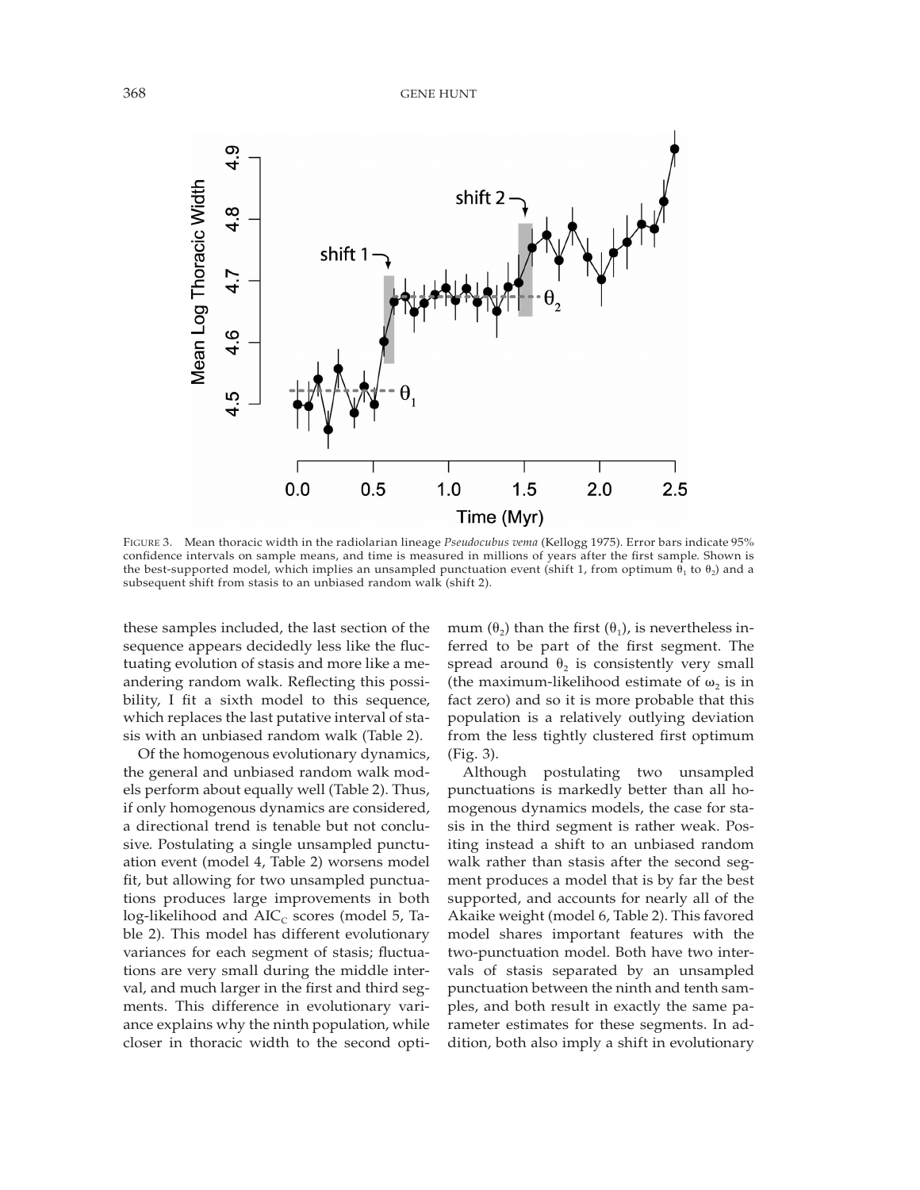FIGURE 3. Mean thoracic width in the radiolarian lineage *Pseudocubus vema* (Kellogg 1975). Error bars indicate 95% confidence intervals on sample means, and time is measured in millions of years after the first sample. Shown is the best-supported model, which implies an unsampled punctuation event (shift 1, from optimum $\theta_1$ to $\theta_2$) and a subsequent shift from stasis to an unbiased random walk (shift 2).

these samples included, the last section of the sequence appears decidedly less like the fluctuating evolution of stasis and more like a meandering random walk. Reflecting this possibility, I fit a sixth model to this sequence, which replaces the last putative interval of stasis with an unbiased random walk (Table 2).

Of the homogenous evolutionary dynamics, the general and unbiased random walk models perform about equally well (Table 2). Thus, if only homogenous dynamics are considered, a directional trend is tenable but not conclusive. Postulating a single unsampled punctuation event (model 4, Table 2) worsens model fit, but allowing for two unsampled punctuations produces large improvements in both log-likelihood and $AIC_C$ scores (model 5, Table 2). This model has different evolutionary variances for each segment of stasis; fluctuations are very small during the middle interval, and much larger in the first and third segments. This difference in evolutionary variance explains why the ninth population, while closer in thoracic width to the second optimum ($\theta_2$) than the first ($\theta_1$), is nevertheless inferred to be part of the first segment. The spread around $\theta_2$ is consistently very small (the maximum-likelihood estimate of $\omega_2$ is in fact zero) and so it is more probable that this population is a relatively outlying deviation from the less tightly clustered first optimum (Fig. 3).

Although postulating two unsampled punctuations is markedly better than all homogenous dynamics models, the case for stasis in the third segment is rather weak. Positing instead a shift to an unbiased random walk rather than stasis after the second segment produces a model that is by far the best supported, and accounts for nearly all of the Akaike weight (model 6, Table 2). This favored model shares important features with the two-punctuation model. Both have two intervals of stasis separated by an unsampled punctuation between the ninth and tenth samples, and both result in exactly the same parameter estimates for these segments. In addition, both also imply a shift in evolutionary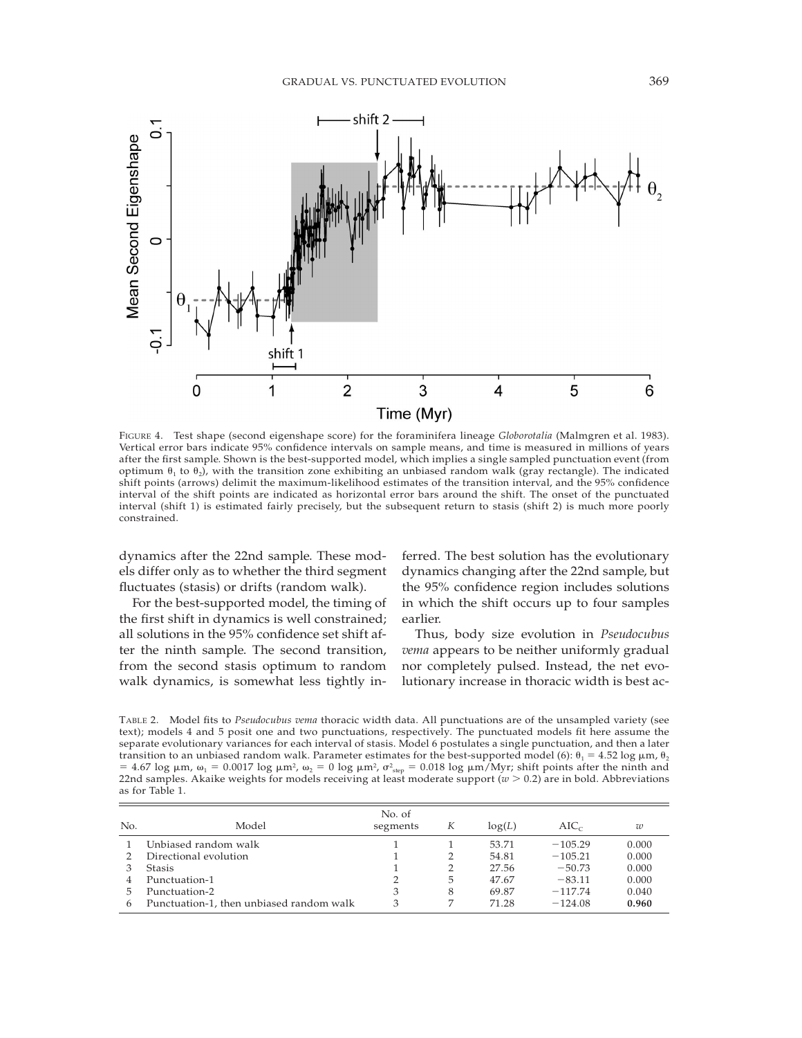FIGURE 4. Test shape (second eigenshape score) for the foraminifera lineage *Globorotalia* (Malmgren et al. 1983). Vertical error bars indicate 95% confidence intervals on sample means, and time is measured in millions of years after the first sample. Shown is the best-supported model, which implies a single sampled punctuation event (from optimum $\theta_1$ to $\theta_2$), with the transition zone exhibiting an unbiased random walk (gray rectangle). The indicated shift points (arrows) delimit the maximum-likelihood estimates of the transition interval, and the 95% confidence interval of the shift points are indicated as horizontal error bars around the shift. The onset of the punctuated interval (shift 1) is estimated fairly precisely, but the subsequent return to stasis (shift 2) is much more poorly constrained.

dynamics after the 22nd sample. These models differ only as to whether the third segment fluctuates (stasis) or drifts (random walk).

For the best-supported model, the timing of the first shift in dynamics is well constrained; all solutions in the 95% confidence set shift after the ninth sample. The second transition, from the second stasis optimum to random walk dynamics, is somewhat less tightly inferred. The best solution has the evolutionary dynamics changing after the 22nd sample, but the 95% confidence region includes solutions in which the shift occurs up to four samples earlier.

Thus, body size evolution in *Pseudocubus vema* appears to be neither uniformly gradual nor completely pulsed. Instead, the net evolutionary increase in thoracic width is best ac-

TABLE 2. Model fits to *Pseudocubus vema* thoracic width data. All punctuations are of the unsampled variety (see text); models 4 and 5 posit one and two punctuations, respectively. The punctuated models fit here assume the separate evolutionary variances for each interval of stasis. Model 6 postulates a single punctuation, and then a later transition to an unbiased random walk. Parameter estimates for the best-supported model (6): $\theta_1$ = 4.52 log μm, $\theta_2$ = 4.67 log μm, $\omega_1$ = 0.0017 log μm$^2$, $\omega_2$ = 0 log μm$^2$, $\sigma^2_{step}$ = 0.018 log μm/Myr; shift points after the ninth and 22nd samples. Akaike weights for models receiving at least moderate support ($w > 0.2$) are in bold. Abbreviations as for Table 1.

| No. | Model | No. of segments | $K$ | log($L$) | AIC$_C$ | $w$ |
|---|---|---|---|---|---|---|
| 1 | Unbiased random walk | 1 | 1 | 53.71 | −105.29 | 0.000 |
| 2 | Directional evolution | 1 | 2 | 54.81 | −105.21 | 0.000 |
| 3 | Stasis | 1 | 2 | 27.56 | −50.73 | 0.000 |
| 4 | Punctuation-1 | 2 | 5 | 47.67 | −83.11 | 0.000 |
| 5 | Punctuation-2 | 3 | 8 | 69.87 | −117.74 | 0.040 |
| 6 | Punctuation-1, then unbiased random walk | 3 | 7 | 71.28 | −124.08 | **0.960** |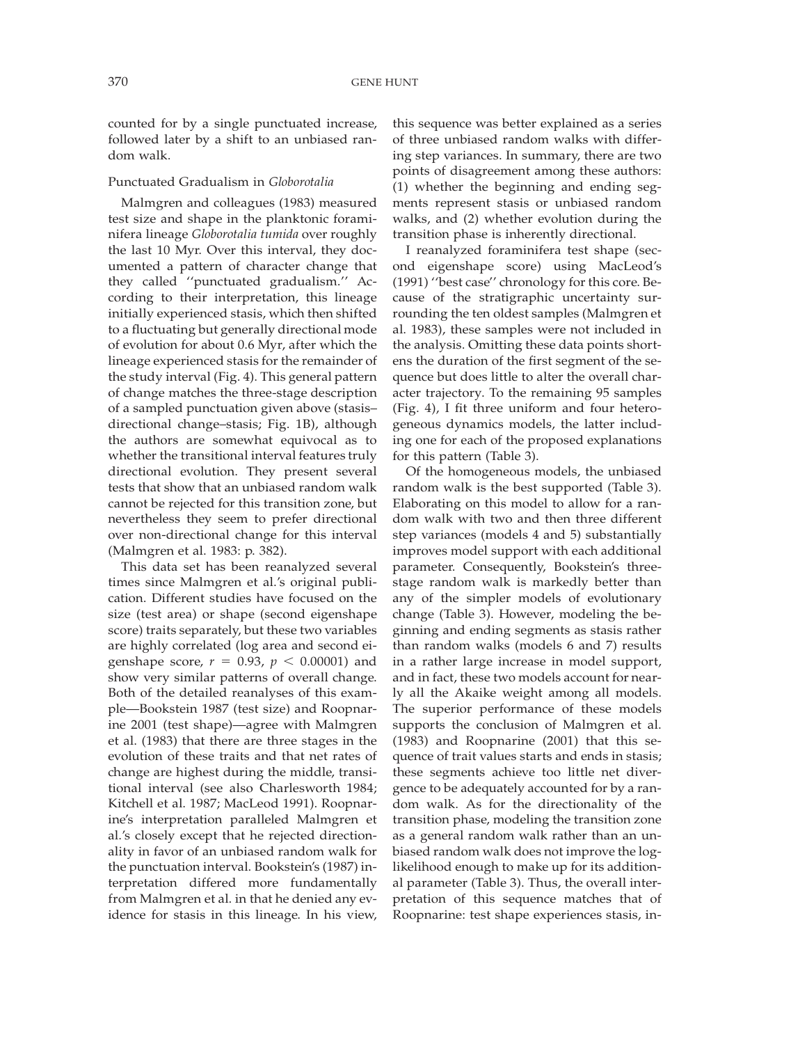counted for by a single punctuated increase, followed later by a shift to an unbiased random walk.

### Punctuated Gradualism in *Globorotalia*

Malmgren and colleagues (1983) measured test size and shape in the planktonic foraminifera lineage *Globorotalia tumida* over roughly the last 10 Myr. Over this interval, they documented a pattern of character change that they called ''punctuated gradualism.'' According to their interpretation, this lineage initially experienced stasis, which then shifted to a fluctuating but generally directional mode of evolution for about 0.6 Myr, after which the lineage experienced stasis for the remainder of the study interval (Fig. 4). This general pattern of change matches the three-stage description of a sampled punctuation given above (stasis–directional change–stasis; Fig. 1B), although the authors are somewhat equivocal as to whether the transitional interval features truly directional evolution. They present several tests that show that an unbiased random walk cannot be rejected for this transition zone, but nevertheless they seem to prefer directional over non-directional change for this interval (Malmgren et al. 1983: p. 382).

This data set has been reanalyzed several times since Malmgren et al.'s original publication. Different studies have focused on the size (test area) or shape (second eigenshape score) traits separately, but these two variables are highly correlated (log area and second eigenshape score, $r = 0.93$, $p < 0.00001$) and show very similar patterns of overall change. Both of the detailed reanalyses of this example—Bookstein 1987 (test size) and Roopnarine 2001 (test shape)—agree with Malmgren et al. (1983) that there are three stages in the evolution of these traits and that net rates of change are highest during the middle, transitional interval (see also Charlesworth 1984; Kitchell et al. 1987; MacLeod 1991). Roopnarine's interpretation paralleled Malmgren et al.'s closely except that he rejected directionality in favor of an unbiased random walk for the punctuation interval. Bookstein's (1987) interpretation differed more fundamentally from Malmgren et al. in that he denied any evidence for stasis in this lineage. In his view, this sequence was better explained as a series of three unbiased random walks with differing step variances. In summary, there are two points of disagreement among these authors: (1) whether the beginning and ending segments represent stasis or unbiased random walks, and (2) whether evolution during the transition phase is inherently directional.

I reanalyzed foraminifera test shape (second eigenshape score) using MacLeod's (1991) ''best case'' chronology for this core. Because of the stratigraphic uncertainty surrounding the ten oldest samples (Malmgren et al. 1983), these samples were not included in the analysis. Omitting these data points shortens the duration of the first segment of the sequence but does little to alter the overall character trajectory. To the remaining 95 samples (Fig. 4), I fit three uniform and four heterogeneous dynamics models, the latter including one for each of the proposed explanations for this pattern (Table 3).

Of the homogeneous models, the unbiased random walk is the best supported (Table 3). Elaborating on this model to allow for a random walk with two and then three different step variances (models 4 and 5) substantially improves model support with each additional parameter. Consequently, Bookstein's three-stage random walk is markedly better than any of the simpler models of evolutionary change (Table 3). However, modeling the beginning and ending segments as stasis rather than random walks (models 6 and 7) results in a rather large increase in model support, and in fact, these two models account for nearly all the Akaike weight among all models. The superior performance of these models supports the conclusion of Malmgren et al. (1983) and Roopnarine (2001) that this sequence of trait values starts and ends in stasis; these segments achieve too little net divergence to be adequately accounted for by a random walk. As for the directionality of the transition phase, modeling the transition zone as a general random walk rather than an unbiased random walk does not improve the log-likelihood enough to make up for its additional parameter (Table 3). Thus, the overall interpretation of this sequence matches that of Roopnarine: test shape experiences stasis, in-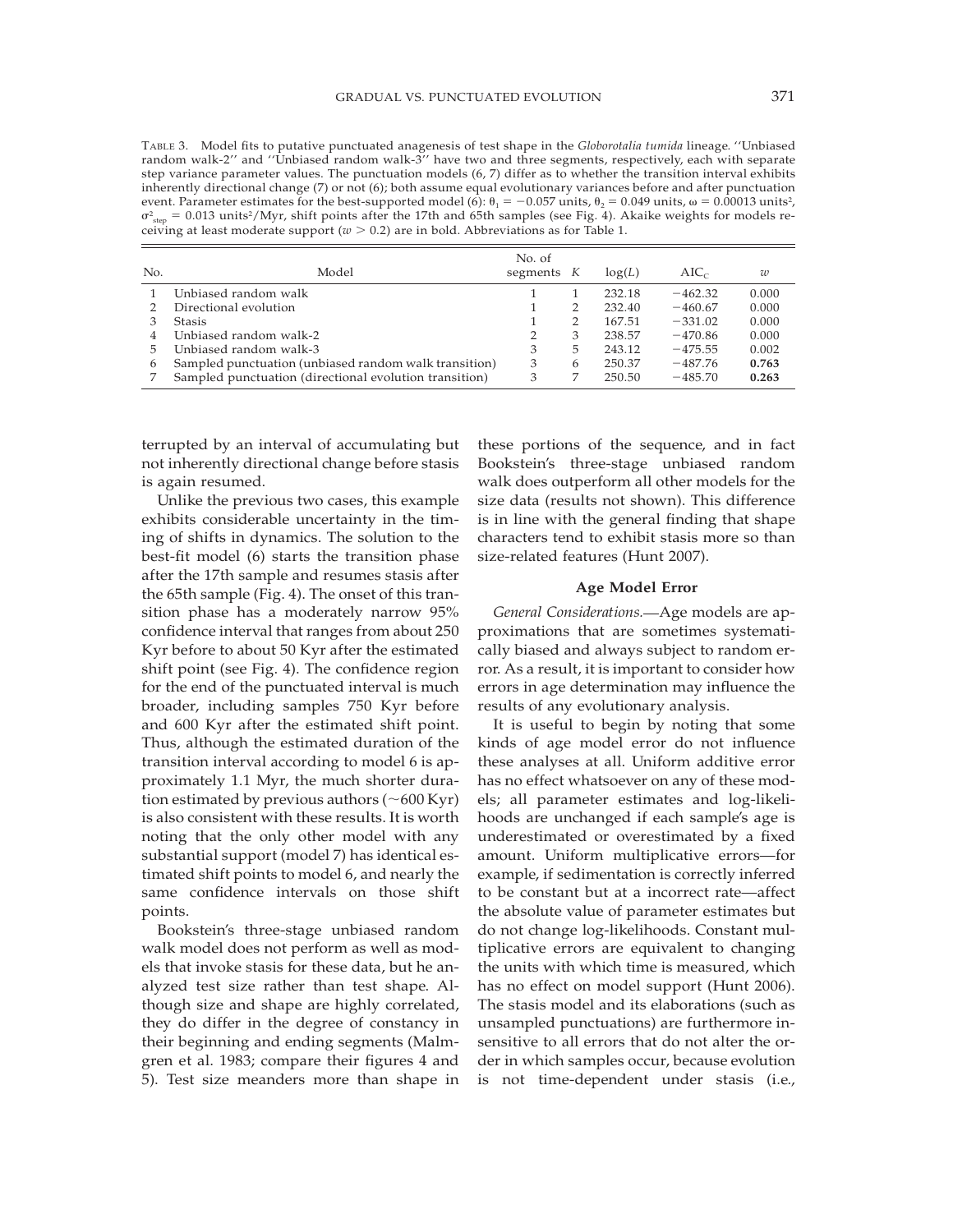TABLE 3. Model fits to putative punctuated anagenesis of test shape in the *Globorotalia tumida* lineage. ''Unbiased random walk-2'' and ''Unbiased random walk-3'' have two and three segments, respectively, each with separate step variance parameter values. The punctuation models (6, 7) differ as to whether the transition interval exhibits inherently directional change (7) or not (6); both assume equal evolutionary variances before and after punctuation event. Parameter estimates for the best-supported model (6): $\theta_1 = -0.057$ units, $\theta_2 = 0.049$ units, $\omega = 0.00013$ units$^2$, $\sigma^2_{step} = 0.013$ units$^2$/Myr, shift points after the 17th and 65th samples (see Fig. 4). Akaike weights for models receiving at least moderate support ($w > 0.2$) are in bold. Abbreviations as for Table 1.

| No. | Model | No. of segments | $K$ | log($L$) | AIC$_C$ | $w$ |
|---|---|---|---|---|---|---|
| 1 | Unbiased random walk | 1 | 1 | 232.18 | −462.32 | 0.000 |
| 2 | Directional evolution | 1 | 2 | 232.40 | −460.67 | 0.000 |
| 3 | Stasis | 1 | 2 | 167.51 | −331.02 | 0.000 |
| 4 | Unbiased random walk-2 | 2 | 3 | 238.57 | −470.86 | 0.000 |
| 5 | Unbiased random walk-3 | 3 | 5 | 243.12 | −475.55 | 0.002 |
| 6 | Sampled punctuation (unbiased random walk transition) | 3 | 6 | 250.37 | −487.76 | **0.763** |
| 7 | Sampled punctuation (directional evolution transition) | 3 | 7 | 250.50 | −485.70 | **0.263** |

terrupted by an interval of accumulating but not inherently directional change before stasis is again resumed.

Unlike the previous two cases, this example exhibits considerable uncertainty in the timing of shifts in dynamics. The solution to the best-fit model (6) starts the transition phase after the 17th sample and resumes stasis after the 65th sample (Fig. 4). The onset of this transition phase has a moderately narrow 95% confidence interval that ranges from about 250 Kyr before to about 50 Kyr after the estimated shift point (see Fig. 4). The confidence region for the end of the punctuated interval is much broader, including samples 750 Kyr before and 600 Kyr after the estimated shift point. Thus, although the estimated duration of the transition interval according to model 6 is approximately 1.1 Myr, the much shorter duration estimated by previous authors (~600 Kyr) is also consistent with these results. It is worth noting that the only other model with any substantial support (model 7) has identical estimated shift points to model 6, and nearly the same confidence intervals on those shift points.

Bookstein's three-stage unbiased random walk model does not perform as well as models that invoke stasis for these data, but he analyzed test size rather than test shape. Although size and shape are highly correlated, they do differ in the degree of constancy in their beginning and ending segments (Malmgren et al. 1983; compare their figures 4 and 5). Test size meanders more than shape in these portions of the sequence, and in fact Bookstein's three-stage unbiased random walk does outperform all other models for the size data (results not shown). This difference is in line with the general finding that shape characters tend to exhibit stasis more so than size-related features (Hunt 2007).

### Age Model Error

*General Considerations.*—Age models are approximations that are sometimes systematically biased and always subject to random error. As a result, it is important to consider how errors in age determination may influence the results of any evolutionary analysis.

It is useful to begin by noting that some kinds of age model error do not influence these analyses at all. Uniform additive error has no effect whatsoever on any of these models; all parameter estimates and log-likelihoods are unchanged if each sample's age is underestimated or overestimated by a fixed amount. Uniform multiplicative errors—for example, if sedimentation is correctly inferred to be constant but at a incorrect rate—affect the absolute value of parameter estimates but do not change log-likelihoods. Constant multiplicative errors are equivalent to changing the units with which time is measured, which has no effect on model support (Hunt 2006). The stasis model and its elaborations (such as unsampled punctuations) are furthermore insensitive to all errors that do not alter the order in which samples occur, because evolution is not time-dependent under stasis (i.e.,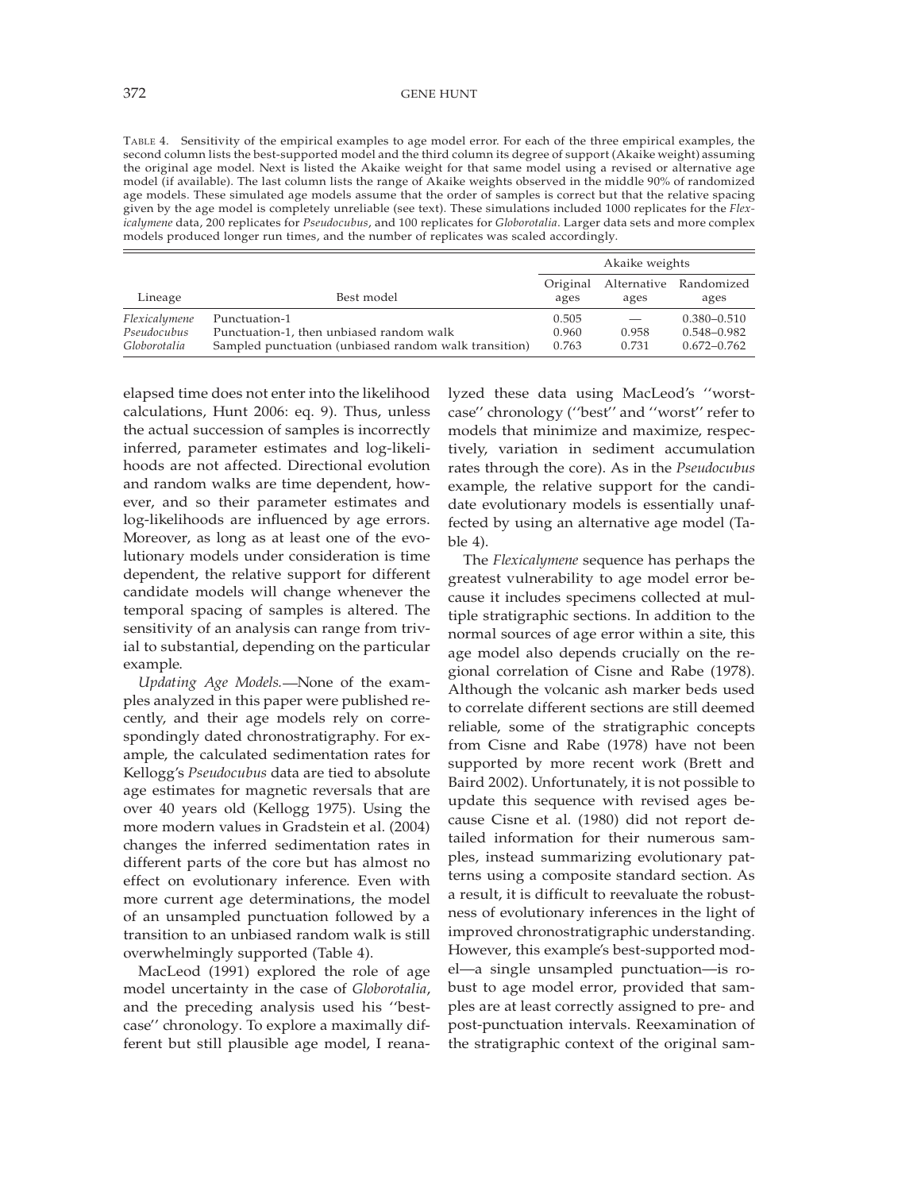TABLE 4. Sensitivity of the empirical examples to age model error. For each of the three empirical examples, the second column lists the best-supported model and the third column its degree of support (Akaike weight) assuming the original age model. Next is listed the Akaike weight for that same model using a revised or alternative age model (if available). The last column lists the range of Akaike weights observed in the middle 90% of randomized age models. These simulated age models assume that the order of samples is correct but that the relative spacing given by the age model is completely unreliable (see text). These simulations included 1000 replicates for the *Flexicalymene* data, 200 replicates for *Pseudocubus*, and 100 replicates for *Globorotalia*. Larger data sets and more complex models produced longer run times, and the number of replicates was scaled accordingly.

| Lineage | Best model | Akaike weights | | |
|---|---|---|---|---|
| | | Original ages | Alternative ages | Randomized ages |
| *Flexicalymene* | Punctuation-1 | 0.505 | — | 0.380–0.510 |
| *Pseudocubus* | Punctuation-1, then unbiased random walk | 0.960 | 0.958 | 0.548–0.982 |
| *Globorotalia* | Sampled punctuation (unbiased random walk transition) | 0.763 | 0.731 | 0.672–0.762 |

elapsed time does not enter into the likelihood calculations, Hunt 2006: eq. 9). Thus, unless the actual succession of samples is incorrectly inferred, parameter estimates and log-likelihoods are not affected. Directional evolution and random walks are time dependent, however, and so their parameter estimates and log-likelihoods are influenced by age errors. Moreover, as long as at least one of the evolutionary models under consideration is time dependent, the relative support for different candidate models will change whenever the temporal spacing of samples is altered. The sensitivity of an analysis can range from trivial to substantial, depending on the particular example.

*Updating Age Models.*—None of the examples analyzed in this paper were published recently, and their age models rely on correspondingly dated chronostratigraphy. For example, the calculated sedimentation rates for Kellogg's *Pseudocubus* data are tied to absolute age estimates for magnetic reversals that are over 40 years old (Kellogg 1975). Using the more modern values in Gradstein et al. (2004) changes the inferred sedimentation rates in different parts of the core but has almost no effect on evolutionary inference. Even with more current age determinations, the model of an unsampled punctuation followed by a transition to an unbiased random walk is still overwhelmingly supported (Table 4).

MacLeod (1991) explored the role of age model uncertainty in the case of *Globorotalia*, and the preceding analysis used his ''best-case'' chronology. To explore a maximally different but still plausible age model, I reanalyzed these data using MacLeod's ''worst-case'' chronology (''best'' and ''worst'' refer to models that minimize and maximize, respectively, variation in sediment accumulation rates through the core). As in the *Pseudocubus* example, the relative support for the candidate evolutionary models is essentially unaffected by using an alternative age model (Table 4).

The *Flexicalymene* sequence has perhaps the greatest vulnerability to age model error because it includes specimens collected at multiple stratigraphic sections. In addition to the normal sources of age error within a site, this age model also depends crucially on the regional correlation of Cisne and Rabe (1978). Although the volcanic ash marker beds used to correlate different sections are still deemed reliable, some of the stratigraphic concepts from Cisne and Rabe (1978) have not been supported by more recent work (Brett and Baird 2002). Unfortunately, it is not possible to update this sequence with revised ages because Cisne et al. (1980) did not report detailed information for their numerous samples, instead summarizing evolutionary patterns using a composite standard section. As a result, it is difficult to reevaluate the robustness of evolutionary inferences in the light of improved chronostratigraphic understanding. However, this example's best-supported model—a single unsampled punctuation—is robust to age model error, provided that samples are at least correctly assigned to pre- and post-punctuation intervals. Reexamination of the stratigraphic context of the original sam-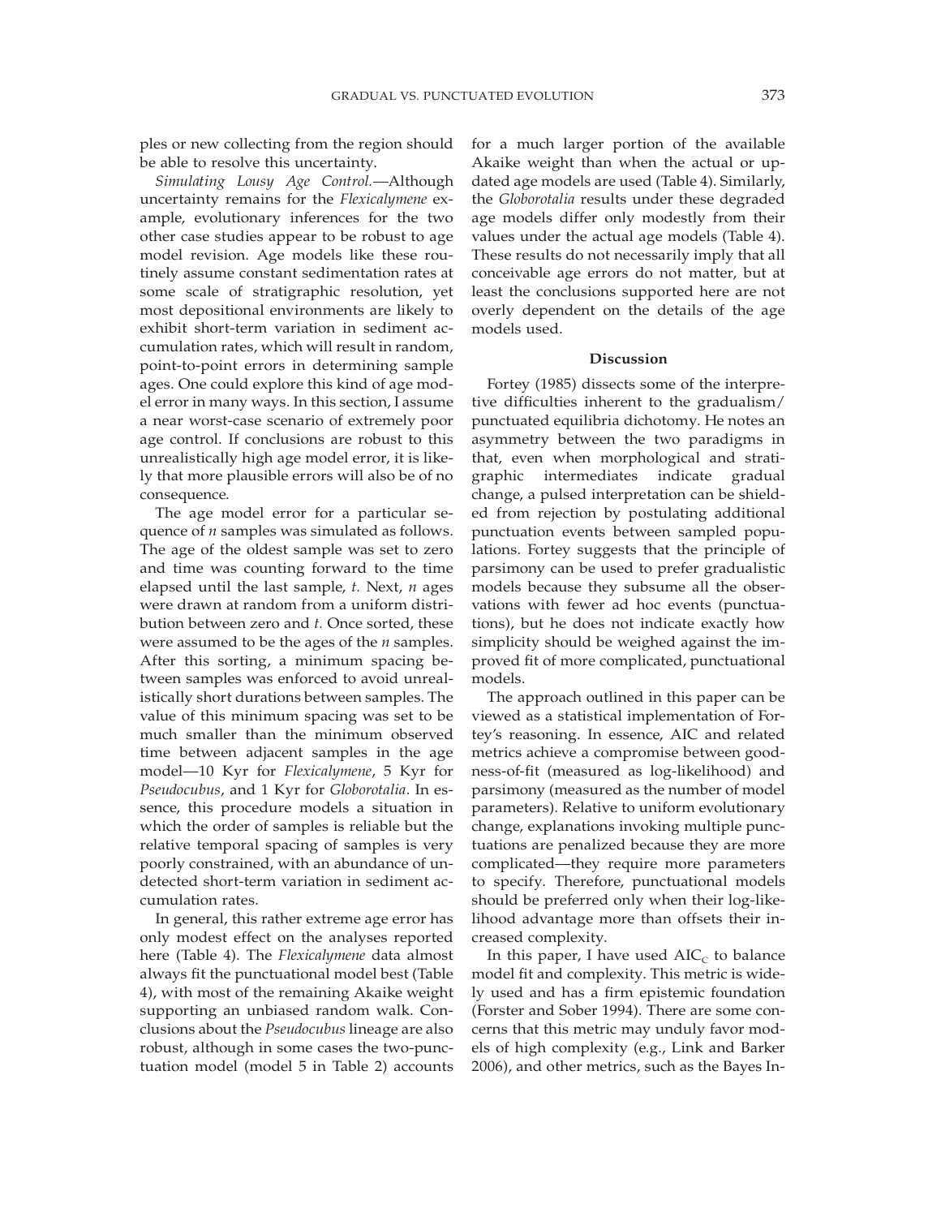ples or new collecting from the region should be able to resolve this uncertainty.

*Simulating Lousy Age Control.*—Although uncertainty remains for the *Flexicalymene* example, evolutionary inferences for the two other case studies appear to be robust to age model revision. Age models like these routinely assume constant sedimentation rates at some scale of stratigraphic resolution, yet most depositional environments are likely to exhibit short-term variation in sediment accumulation rates, which will result in random, point-to-point errors in determining sample ages. One could explore this kind of age model error in many ways. In this section, I assume a near worst-case scenario of extremely poor age control. If conclusions are robust to this unrealistically high age model error, it is likely that more plausible errors will also be of no consequence.

The age model error for a particular sequence of *n* samples was simulated as follows. The age of the oldest sample was set to zero and time was counting forward to the time elapsed until the last sample, *t*. Next, *n* ages were drawn at random from a uniform distribution between zero and *t*. Once sorted, these were assumed to be the ages of the *n* samples. After this sorting, a minimum spacing between samples was enforced to avoid unrealistically short durations between samples. The value of this minimum spacing was set to be much smaller than the minimum observed time between adjacent samples in the age model—10 Kyr for *Flexicalymene*, 5 Kyr for *Pseudocubus*, and 1 Kyr for *Globorotalia*. In essence, this procedure models a situation in which the order of samples is reliable but the relative temporal spacing of samples is very poorly constrained, with an abundance of undetected short-term variation in sediment accumulation rates.

In general, this rather extreme age error has only modest effect on the analyses reported here (Table 4). The *Flexicalymene* data almost always fit the punctuational model best (Table 4), with most of the remaining Akaike weight supporting an unbiased random walk. Conclusions about the *Pseudocubus* lineage are also robust, although in some cases the two-punctuation model (model 5 in Table 2) accounts for a much larger portion of the available Akaike weight than when the actual or updated age models are used (Table 4). Similarly, the *Globorotalia* results under these degraded age models differ only modestly from their values under the actual age models (Table 4). These results do not necessarily imply that all conceivable age errors do not matter, but at least the conclusions supported here are not overly dependent on the details of the age models used.

## Discussion

Fortey (1985) dissects some of the interpretive difficulties inherent to the gradualism/punctuated equilibria dichotomy. He notes an asymmetry between the two paradigms in that, even when morphological and stratigraphic intermediates indicate gradual change, a pulsed interpretation can be shielded from rejection by postulating additional punctuation events between sampled populations. Fortey suggests that the principle of parsimony can be used to prefer gradualistic models because they subsume all the observations with fewer ad hoc events (punctuations), but he does not indicate exactly how simplicity should be weighed against the improved fit of more complicated, punctuational models.

The approach outlined in this paper can be viewed as a statistical implementation of Fortey's reasoning. In essence, AIC and related metrics achieve a compromise between goodness-of-fit (measured as log-likelihood) and parsimony (measured as the number of model parameters). Relative to uniform evolutionary change, explanations invoking multiple punctuations are penalized because they are more complicated—they require more parameters to specify. Therefore, punctuational models should be preferred only when their log-likelihood advantage more than offsets their increased complexity.

In this paper, I have used $AIC_C$ to balance model fit and complexity. This metric is widely used and has a firm epistemic foundation (Forster and Sober 1994). There are some concerns that this metric may unduly favor models of high complexity (e.g., Link and Barker 2006), and other metrics, such as the Bayes In-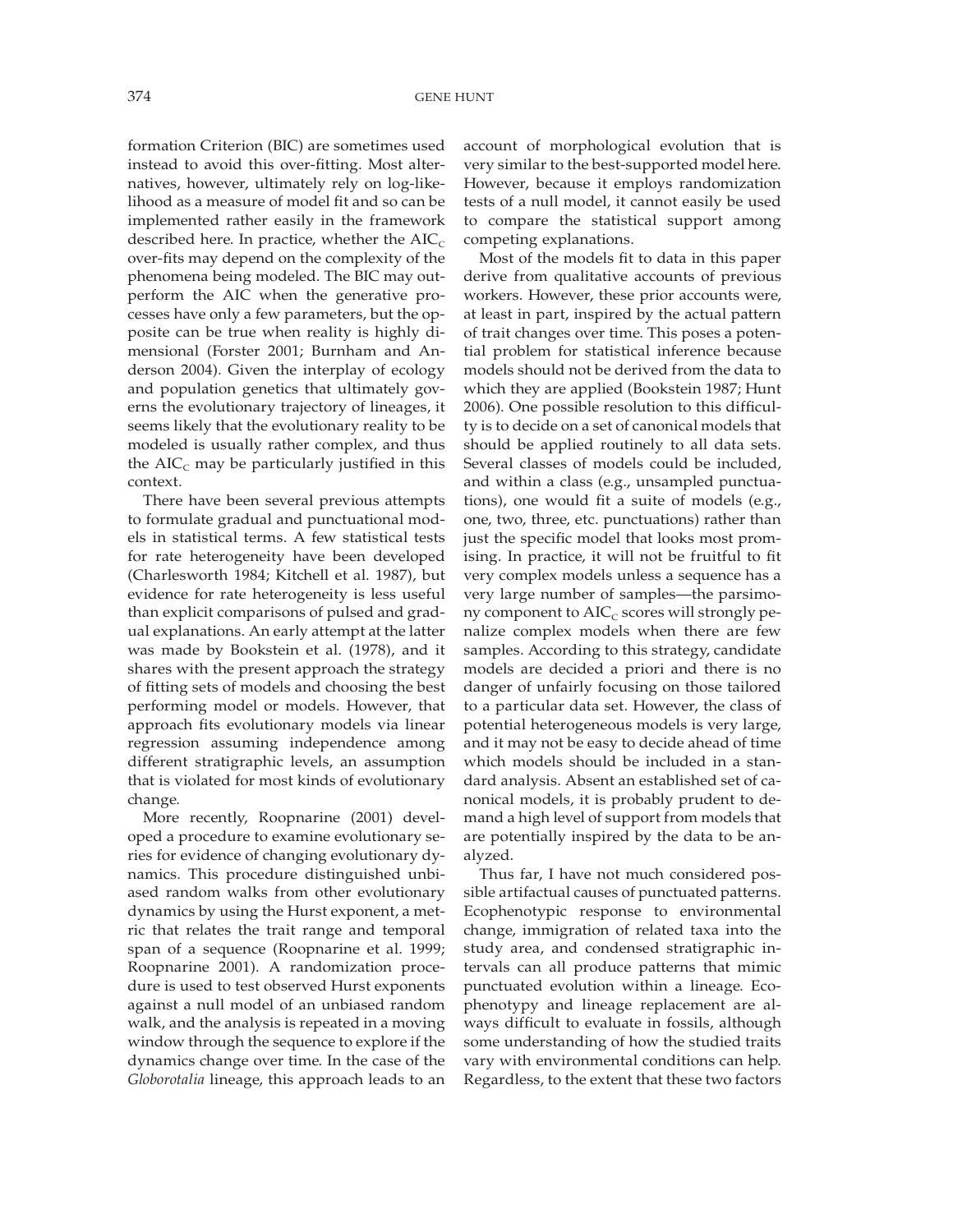formation Criterion (BIC) are sometimes used instead to avoid this over-fitting. Most alternatives, however, ultimately rely on log-likelihood as a measure of model fit and so can be implemented rather easily in the framework described here. In practice, whether the $AIC_C$ over-fits may depend on the complexity of the phenomena being modeled. The BIC may outperform the AIC when the generative processes have only a few parameters, but the opposite can be true when reality is highly dimensional (Forster 2001; Burnham and Anderson 2004). Given the interplay of ecology and population genetics that ultimately governs the evolutionary trajectory of lineages, it seems likely that the evolutionary reality to be modeled is usually rather complex, and thus the $AIC_C$ may be particularly justified in this context.

There have been several previous attempts to formulate gradual and punctuational models in statistical terms. A few statistical tests for rate heterogeneity have been developed (Charlesworth 1984; Kitchell et al. 1987), but evidence for rate heterogeneity is less useful than explicit comparisons of pulsed and gradual explanations. An early attempt at the latter was made by Bookstein et al. (1978), and it shares with the present approach the strategy of fitting sets of models and choosing the best performing model or models. However, that approach fits evolutionary models via linear regression assuming independence among different stratigraphic levels, an assumption that is violated for most kinds of evolutionary change.

More recently, Roopnarine (2001) developed a procedure to examine evolutionary series for evidence of changing evolutionary dynamics. This procedure distinguished unbiased random walks from other evolutionary dynamics by using the Hurst exponent, a metric that relates the trait range and temporal span of a sequence (Roopnarine et al. 1999; Roopnarine 2001). A randomization procedure is used to test observed Hurst exponents against a null model of an unbiased random walk, and the analysis is repeated in a moving window through the sequence to explore if the dynamics change over time. In the case of the *Globorotalia* lineage, this approach leads to an account of morphological evolution that is very similar to the best-supported model here. However, because it employs randomization tests of a null model, it cannot easily be used to compare the statistical support among competing explanations.

Most of the models fit to data in this paper derive from qualitative accounts of previous workers. However, these prior accounts were, at least in part, inspired by the actual pattern of trait changes over time. This poses a potential problem for statistical inference because models should not be derived from the data to which they are applied (Bookstein 1987; Hunt 2006). One possible resolution to this difficulty is to decide on a set of canonical models that should be applied routinely to all data sets. Several classes of models could be included, and within a class (e.g., unsampled punctuations), one would fit a suite of models (e.g., one, two, three, etc. punctuations) rather than just the specific model that looks most promising. In practice, it will not be fruitful to fit very complex models unless a sequence has a very large number of samples—the parsimony component to $AIC_C$ scores will strongly penalize complex models when there are few samples. According to this strategy, candidate models are decided a priori and there is no danger of unfairly focusing on those tailored to a particular data set. However, the class of potential heterogeneous models is very large, and it may not be easy to decide ahead of time which models should be included in a standard analysis. Absent an established set of canonical models, it is probably prudent to demand a high level of support from models that are potentially inspired by the data to be analyzed.

Thus far, I have not much considered possible artifactual causes of punctuated patterns. Ecophenotypic response to environmental change, immigration of related taxa into the study area, and condensed stratigraphic intervals can all produce patterns that mimic punctuated evolution within a lineage. Ecophenotypy and lineage replacement are always difficult to evaluate in fossils, although some understanding of how the studied traits vary with environmental conditions can help. Regardless, to the extent that these two factors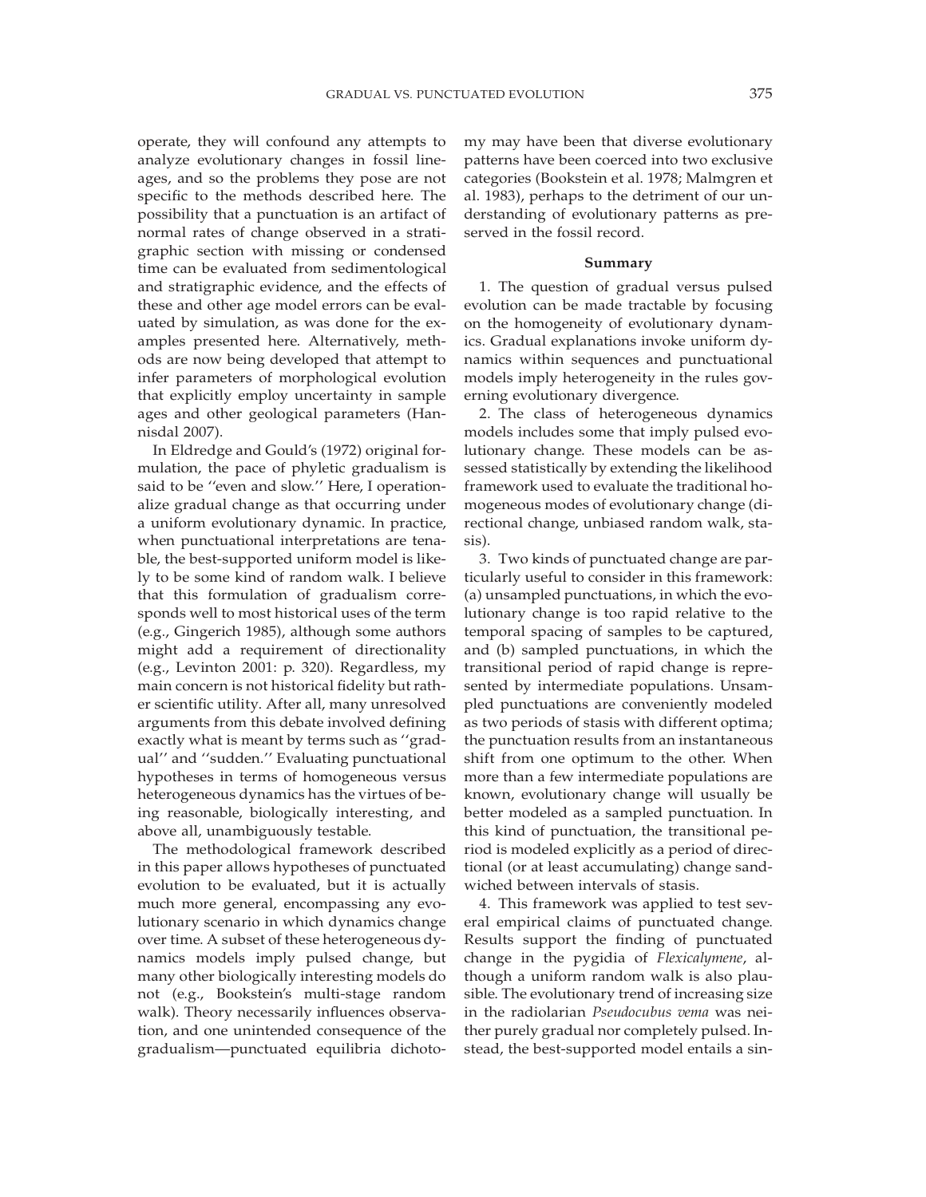operate, they will confound any attempts to analyze evolutionary changes in fossil lineages, and so the problems they pose are not specific to the methods described here. The possibility that a punctuation is an artifact of normal rates of change observed in a stratigraphic section with missing or condensed time can be evaluated from sedimentological and stratigraphic evidence, and the effects of these and other age model errors can be evaluated by simulation, as was done for the examples presented here. Alternatively, methods are now being developed that attempt to infer parameters of morphological evolution that explicitly employ uncertainty in sample ages and other geological parameters (Hannisdal 2007).

In Eldredge and Gould's (1972) original formulation, the pace of phyletic gradualism is said to be ''even and slow.'' Here, I operationalize gradual change as that occurring under a uniform evolutionary dynamic. In practice, when punctuational interpretations are tenable, the best-supported uniform model is likely to be some kind of random walk. I believe that this formulation of gradualism corresponds well to most historical uses of the term (e.g., Gingerich 1985), although some authors might add a requirement of directionality (e.g., Levinton 2001: p. 320). Regardless, my main concern is not historical fidelity but rather scientific utility. After all, many unresolved arguments from this debate involved defining exactly what is meant by terms such as ''gradual'' and ''sudden.'' Evaluating punctuational hypotheses in terms of homogeneous versus heterogeneous dynamics has the virtues of being reasonable, biologically interesting, and above all, unambiguously testable.

The methodological framework described in this paper allows hypotheses of punctuated evolution to be evaluated, but it is actually much more general, encompassing any evolutionary scenario in which dynamics change over time. A subset of these heterogeneous dynamics models imply pulsed change, but many other biologically interesting models do not (e.g., Bookstein's multi-stage random walk). Theory necessarily influences observation, and one unintended consequence of the gradualism—punctuated equilibria dichotomy may have been that diverse evolutionary patterns have been coerced into two exclusive categories (Bookstein et al. 1978; Malmgren et al. 1983), perhaps to the detriment of our understanding of evolutionary patterns as preserved in the fossil record.

## Summary

1. The question of gradual versus pulsed evolution can be made tractable by focusing on the homogeneity of evolutionary dynamics. Gradual explanations invoke uniform dynamics within sequences and punctuational models imply heterogeneity in the rules governing evolutionary divergence.

2. The class of heterogeneous dynamics models includes some that imply pulsed evolutionary change. These models can be assessed statistically by extending the likelihood framework used to evaluate the traditional homogeneous modes of evolutionary change (directional change, unbiased random walk, stasis).

3. Two kinds of punctuated change are particularly useful to consider in this framework: (a) unsampled punctuations, in which the evolutionary change is too rapid relative to the temporal spacing of samples to be captured, and (b) sampled punctuations, in which the transitional period of rapid change is represented by intermediate populations. Unsampled punctuations are conveniently modeled as two periods of stasis with different optima; the punctuation results from an instantaneous shift from one optimum to the other. When more than a few intermediate populations are known, evolutionary change will usually be better modeled as a sampled punctuation. In this kind of punctuation, the transitional period is modeled explicitly as a period of directional (or at least accumulating) change sandwiched between intervals of stasis.

4. This framework was applied to test several empirical claims of punctuated change. Results support the finding of punctuated change in the pygidia of *Flexicalymene*, although a uniform random walk is also plausible. The evolutionary trend of increasing size in the radiolarian *Pseudocubus vema* was neither purely gradual nor completely pulsed. Instead, the best-supported model entails a sin-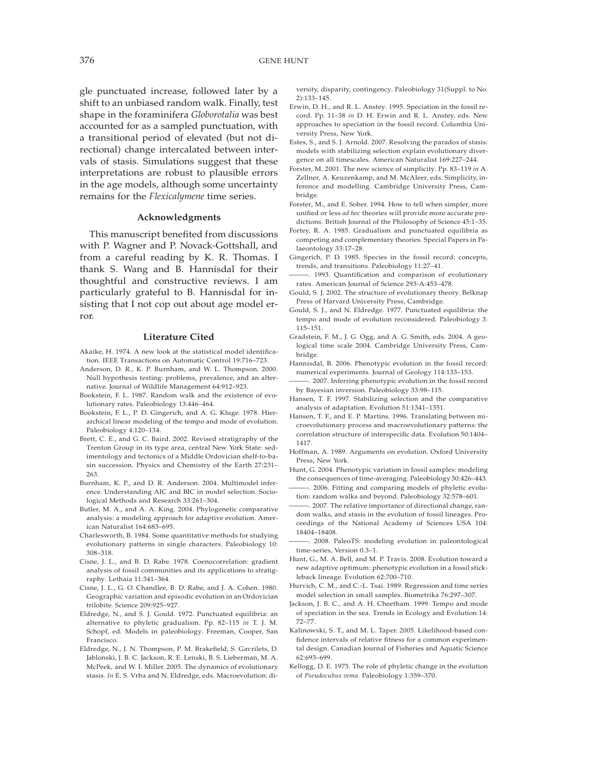gle punctuated increase, followed later by a shift to an unbiased random walk. Finally, test shape in the foraminifera *Globorotalia* was best accounted for as a sampled punctuation, with a transitional period of elevated (but not directional) change intercalated between intervals of stasis. Simulations suggest that these interpretations are robust to plausible errors in the age models, although some uncertainty remains for the *Flexicalymene* time series.

### Acknowledgments

This manuscript benefited from discussions with P. Wagner and P. Novack-Gottshall, and from a careful reading by K. R. Thomas. I thank S. Wang and B. Hannisdal for their thoughtful and constructive reviews. I am particularly grateful to B. Hannisdal for insisting that I not cop out about age model error.

### Literature Cited

Akaike, H. 1974. A new look at the statistical model identification. IEEE Transactions on Automatic Control 19:716–723.

Anderson, D. R., K. P. Burnham, and W. L. Thompson. 2000. Null hypothesis testing: problems, prevalence, and an alternative. Journal of Wildlife Management 64:912–923.

Bookstein, F. L. 1987. Random walk and the existence of evolutionary rates. Paleobiology 13:446–464.

Bookstein, F. L., P. D. Gingerich, and A. G. Kluge. 1978. Hierarchical linear modeling of the tempo and mode of evolution. Paleobiology 4:120–134.

Brett, C. E., and G. C. Baird. 2002. Revised stratigraphy of the Trenton Group in its type area, central New York State: sedimentology and tectonics of a Middle Ordovician shelf-to-basin succession. Physics and Chemistry of the Earth 27:231–263.

Burnham, K. P., and D. R. Anderson. 2004. Multimodel inference. Understanding AIC and BIC in model selection. Sociological Methods and Research 33:261–304.

Butler, M. A., and A. A. King. 2004. Phylogenetic comparative analysis: a modeling approach for adaptive evolution. American Naturalist 164:683–695.

Charlesworth, B. 1984. Some quantitative methods for studying evolutionary patterns in single characters. Paleobiology 10:308–318.

Cisne, J. L., and B. D. Rabe. 1978. Coenocorrelation: gradient analysis of fossil communities and its applications to stratigraphy. Lethaia 11:341–364.

Cisne, J. L., G. O. Chandlee, B. D. Rabe, and J. A. Cohen. 1980. Geographic variation and episodic evolution in an Ordovician trilobite. Science 209:925–927.

Eldredge, N., and S. J. Gould. 1972. Punctuated equilibria: an alternative to phyletic gradualism. Pp. 82–115 *in* T. J. M. Schopf, ed. Models in paleobiology. Freeman, Cooper, San Francisco.

Eldredge, N., J. N. Thompson, P. M. Brakefield, S. Gavrilets, D. Jablonski, J. B. C. Jackson, R. E. Lenski, B. S. Lieberman, M. A. McPeek, and W. I. Miller. 2005. The dynamics of evolutionary stasis. *In* E. S. Vrba and N. Eldredge, eds. Macroevolution: diversity, disparity, contingency. Paleobiology 31(Suppl. to No. 2):133–145.

Erwin, D. H., and R. L. Anstey. 1995. Speciation in the fossil record. Pp. 11–38 *in* D. H. Erwin and R. L. Anstey, eds. New approaches to speciation in the fossil record. Columbia University Press, New York.

Estes, S., and S. J. Arnold. 2007. Resolving the paradox of stasis: models with stabilizing selection explain evolutionary divergence on all timescales. American Naturalist 169:227–244.

Forster, M. 2001. The new science of simplicity. Pp. 83–119 *in* A. Zellner, A. Keuzenkamp, and M. McAleer, eds. Simplicity, inference and modelling. Cambridge University Press, Cambridge.

Forster, M., and E. Sober. 1994. How to tell when simpler, more unified or less *ad hoc* theories will provide more accurate predictions. British Journal of the Philosophy of Science 45:1–35.

Fortey, R. A. 1985. Gradualism and punctuated equilibria as competing and complementary theories. Special Papers in Palaeontology 33:17–28.

Gingerich, P. D. 1985. Species in the fossil record: concepts, trends, and transitions. Paleobiology 11:27–41.

———. 1993. Quantification and comparison of evolutionary rates. American Journal of Science 293-A:453–478.

Gould, S. J. 2002. The structure of evolutionary theory. Belknap Press of Harvard University Press, Cambridge.

Gould, S. J., and N. Eldredge. 1977. Punctuated equilibria: the tempo and mode of evolution reconsidered. Paleobiology 3:115–151.

Gradstein, F. M., J. G. Ogg, and A. G. Smith, eds. 2004. A geological time scale 2004. Cambridge University Press, Cambridge.

Hannisdal, B. 2006. Phenotypic evolution in the fossil record: numerical experiments. Journal of Geology 114:133–153.

———. 2007. Inferring phenotypic evolution in the fossil record by Bayesian inversion. Paleobiology 33:98–115.

Hansen, T. F. 1997. Stabilizing selection and the comparative analysis of adaptation. Evolution 51:1341–1351.

Hansen, T. F., and E. P. Martins. 1996. Translating between microevolutionary process and macroevolutionary patterns: the correlation structure of interspecific data. Evolution 50:1404–1417.

Hoffman, A. 1989. Arguments on evolution. Oxford University Press, New York.

Hunt, G. 2004. Phenotypic variation in fossil samples: modeling the consequences of time-averaging. Paleobiology 30:426–443.

———. 2006. Fitting and comparing models of phyletic evolution: random walks and beyond. Paleobiology 32:578–601.

———. 2007. The relative importance of directional change, random walks, and stasis in the evolution of fossil lineages. Proceedings of the National Academy of Sciences USA 104:18404–18408.

———. 2008. PaleoTS: modeling evolution in paleontological time-series, Version 0.3–1.

Hunt, G., M. A. Bell, and M. P. Travis. 2008. Evolution toward a new adaptive optimum: phenotypic evolution in a fossil stickleback lineage. Evolution 62:700–710.

Hurvich, C. M., and C.-L. Tsai. 1989. Regression and time series model selection in small samples. Biometrika 76:297–307.

Jackson, J. B. C., and A. H. Cheetham. 1999. Tempo and mode of speciation in the sea. Trends in Ecology and Evolution 14:72–77.

Kalinowski, S. T., and M. L. Taper. 2005. Likelihood-based confidence intervals of relative fitness for a common experimental design. Canadian Journal of Fisheries and Aquatic Science 62:693–699.

Kellogg, D. E. 1975. The role of phyletic change in the evolution of *Pseudocubus vema*. Paleobiology 1:359–370.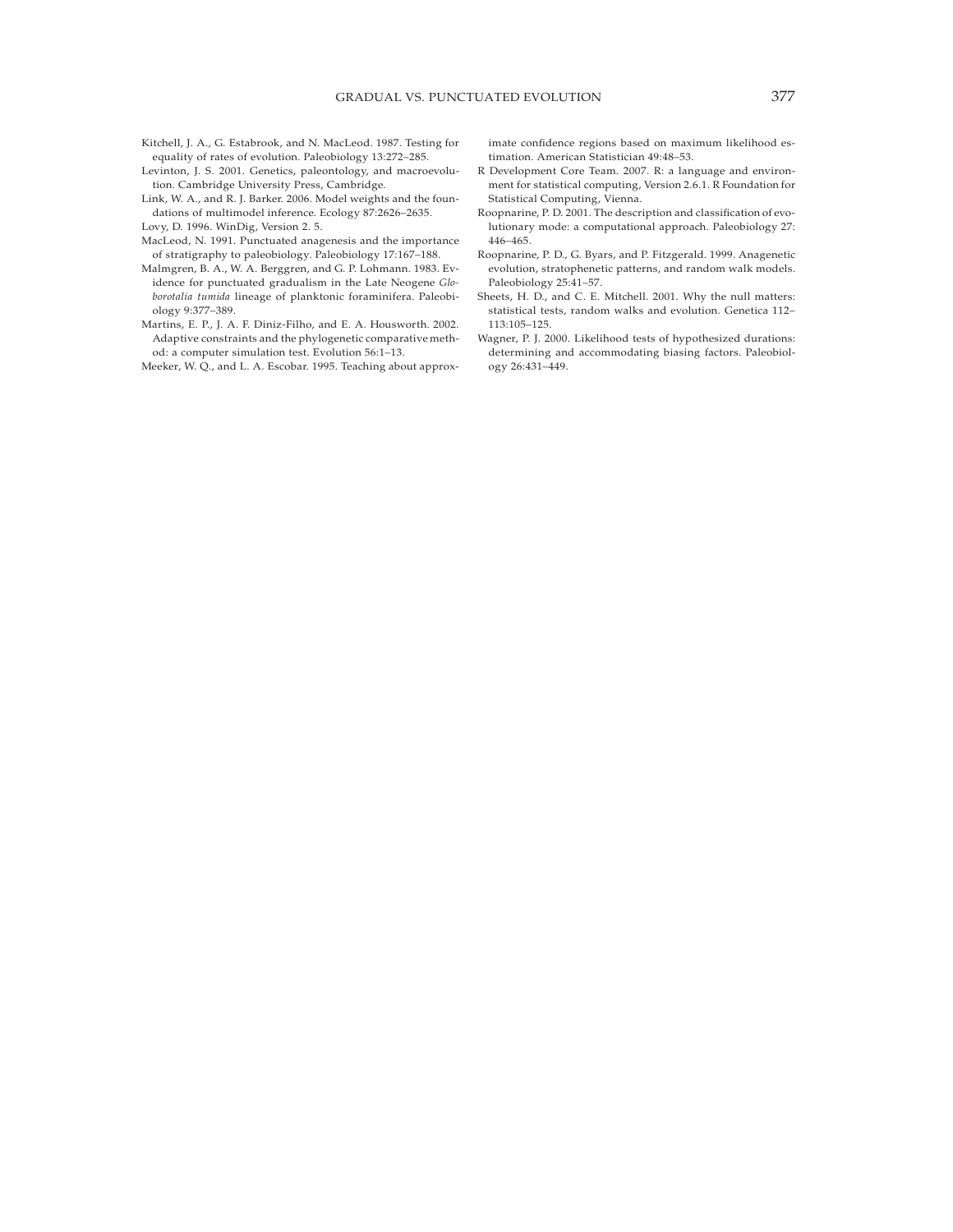Kitchell, J. A., G. Estabrook, and N. MacLeod. 1987. Testing for equality of rates of evolution. Paleobiology 13:272–285.

Levinton, J. S. 2001. Genetics, paleontology, and macroevolution. Cambridge University Press, Cambridge.

Link, W. A., and R. J. Barker. 2006. Model weights and the foundations of multimodel inference. Ecology 87:2626–2635.

Lovy, D. 1996. WinDig, Version 2. 5.

MacLeod, N. 1991. Punctuated anagenesis and the importance of stratigraphy to paleobiology. Paleobiology 17:167–188.

Malmgren, B. A., W. A. Berggren, and G. P. Lohmann. 1983. Evidence for punctuated gradualism in the Late Neogene *Globorotalia tumida* lineage of planktonic foraminifera. Paleobiology 9:377–389.

Martins, E. P., J. A. F. Diniz-Filho, and E. A. Housworth. 2002. Adaptive constraints and the phylogenetic comparative method: a computer simulation test. Evolution 56:1–13.

Meeker, W. Q., and L. A. Escobar. 1995. Teaching about approximate confidence regions based on maximum likelihood estimation. American Statistician 49:48–53.

R Development Core Team. 2007. R: a language and environment for statistical computing, Version 2.6.1. R Foundation for Statistical Computing, Vienna.

Roopnarine, P. D. 2001. The description and classification of evolutionary mode: a computational approach. Paleobiology 27: 446–465.

Roopnarine, P. D., G. Byars, and P. Fitzgerald. 1999. Anagenetic evolution, stratophenetic patterns, and random walk models. Paleobiology 25:41–57.

Sheets, H. D., and C. E. Mitchell. 2001. Why the null matters: statistical tests, random walks and evolution. Genetica 112–113:105–125.

Wagner, P. J. 2000. Likelihood tests of hypothesized durations: determining and accommodating biasing factors. Paleobiology 26:431–449.